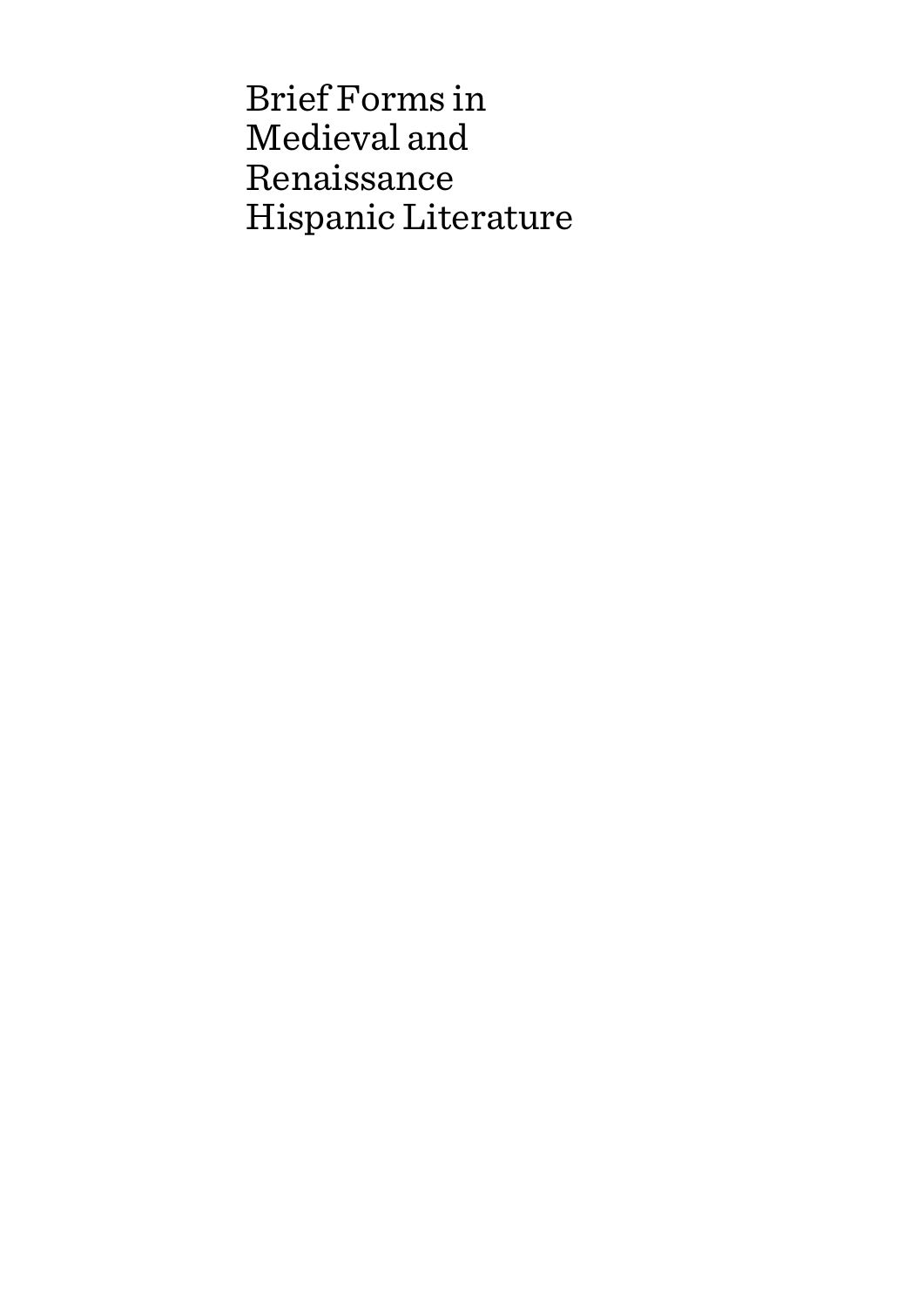# Brief Forms in Medieval and Renaissance Hispanic Literature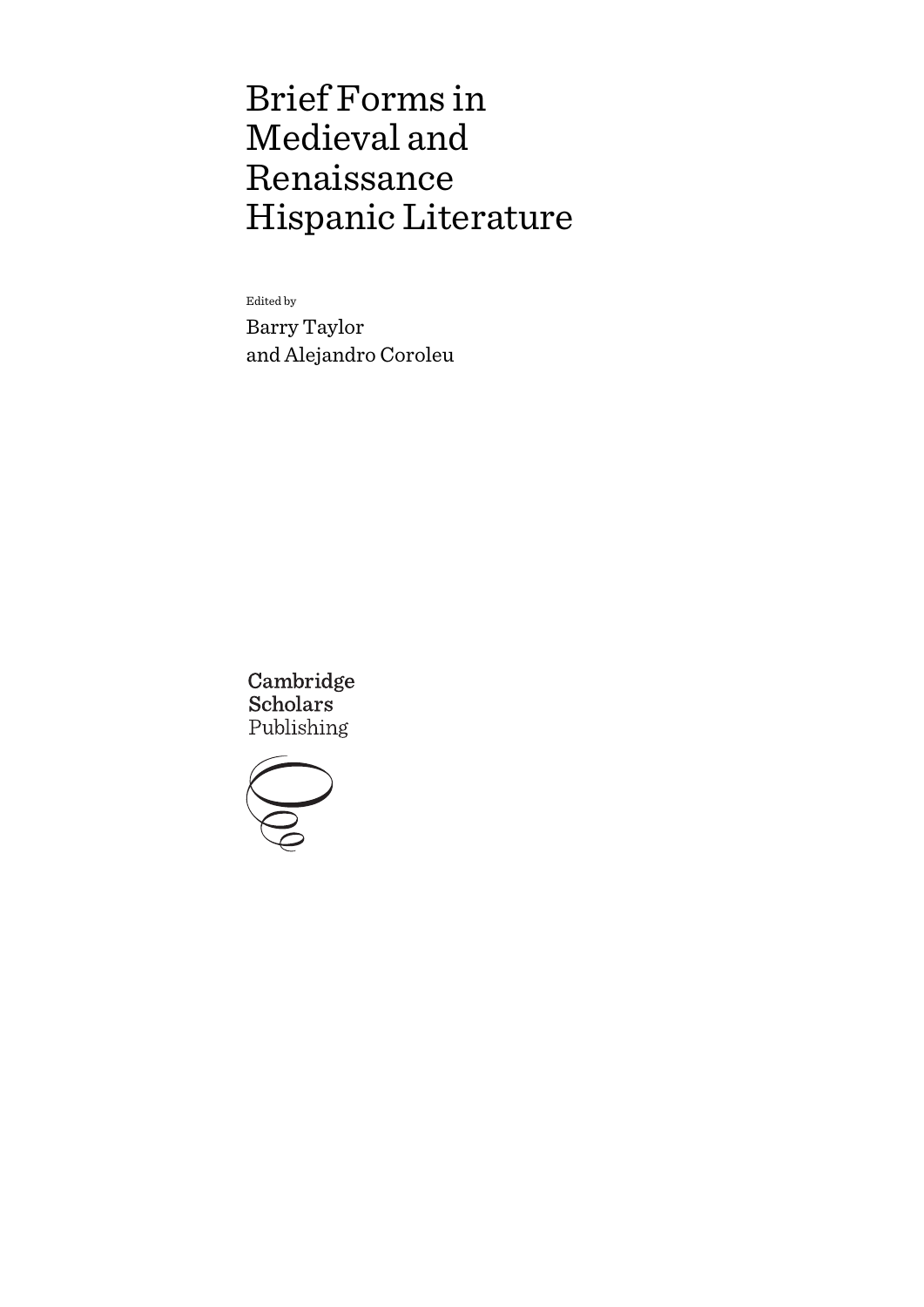# Brief Forms in Medieval and Renaissance Hispanic Literature

Edited by

Barry Taylor
and Alejandro Coroleu

Cambridge Scholars Publishing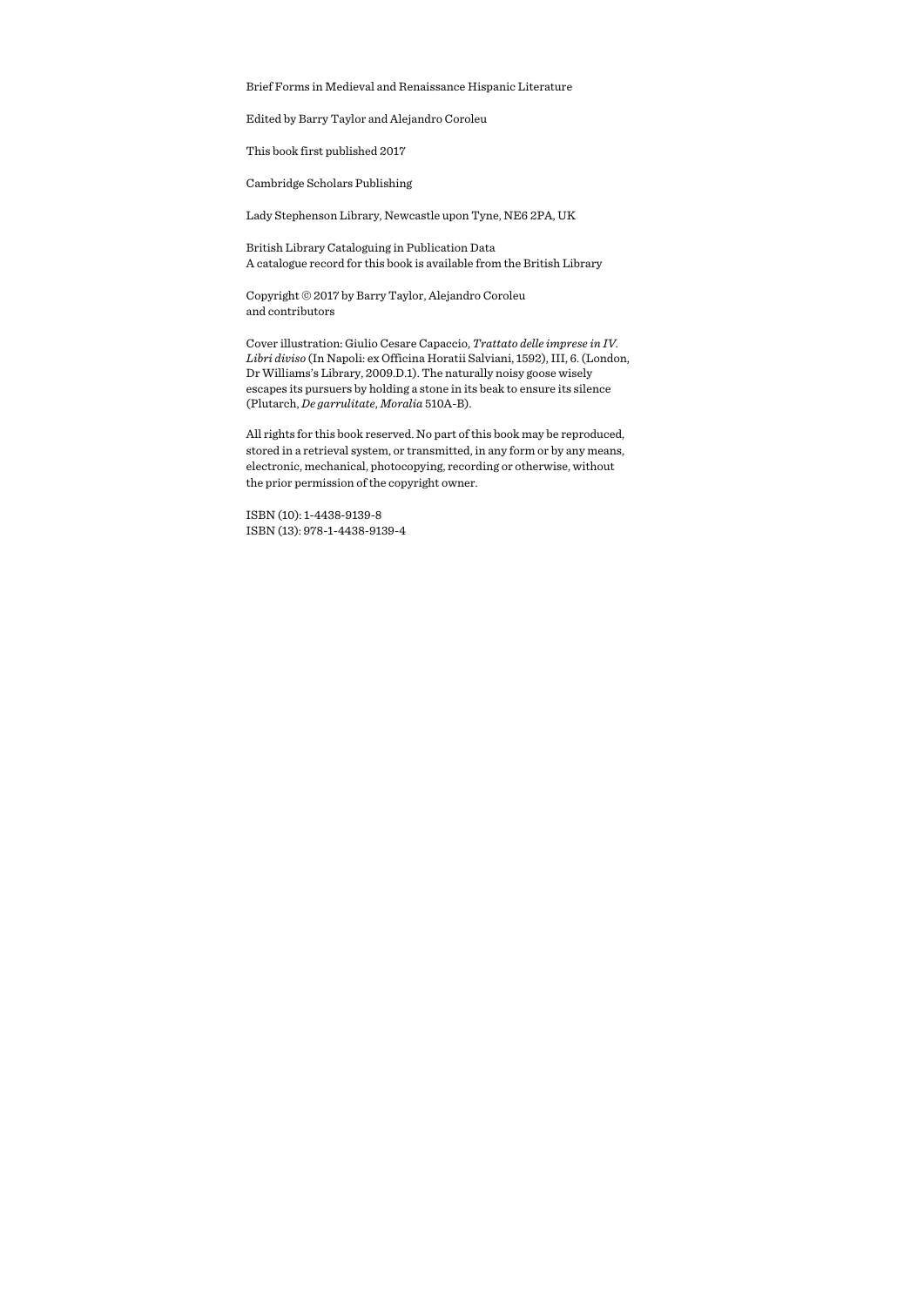Brief Forms in Medieval and Renaissance Hispanic Literature

Edited by Barry Taylor and Alejandro Coroleu

This book first published 2017

Cambridge Scholars Publishing

Lady Stephenson Library, Newcastle upon Tyne, NE6 2PA, UK

British Library Cataloguing in Publication Data
A catalogue record for this book is available from the British Library

Copyright © 2017 by Barry Taylor, Alejandro Coroleu
and contributors

Cover illustration: Giulio Cesare Capaccio, *Trattato delle imprese in IV. Libri diviso* (In Napoli: ex Officina Horatii Salviani, 1592), III, 6. (London, Dr Williams's Library, 2009.D.1). The naturally noisy goose wisely escapes its pursuers by holding a stone in its beak to ensure its silence (Plutarch, *De garrulitate*, *Moralia* 510A-B).

All rights for this book reserved. No part of this book may be reproduced, stored in a retrieval system, or transmitted, in any form or by any means, electronic, mechanical, photocopying, recording or otherwise, without the prior permission of the copyright owner.

ISBN (10): 1-4438-9139-8
ISBN (13): 978-1-4438-9139-4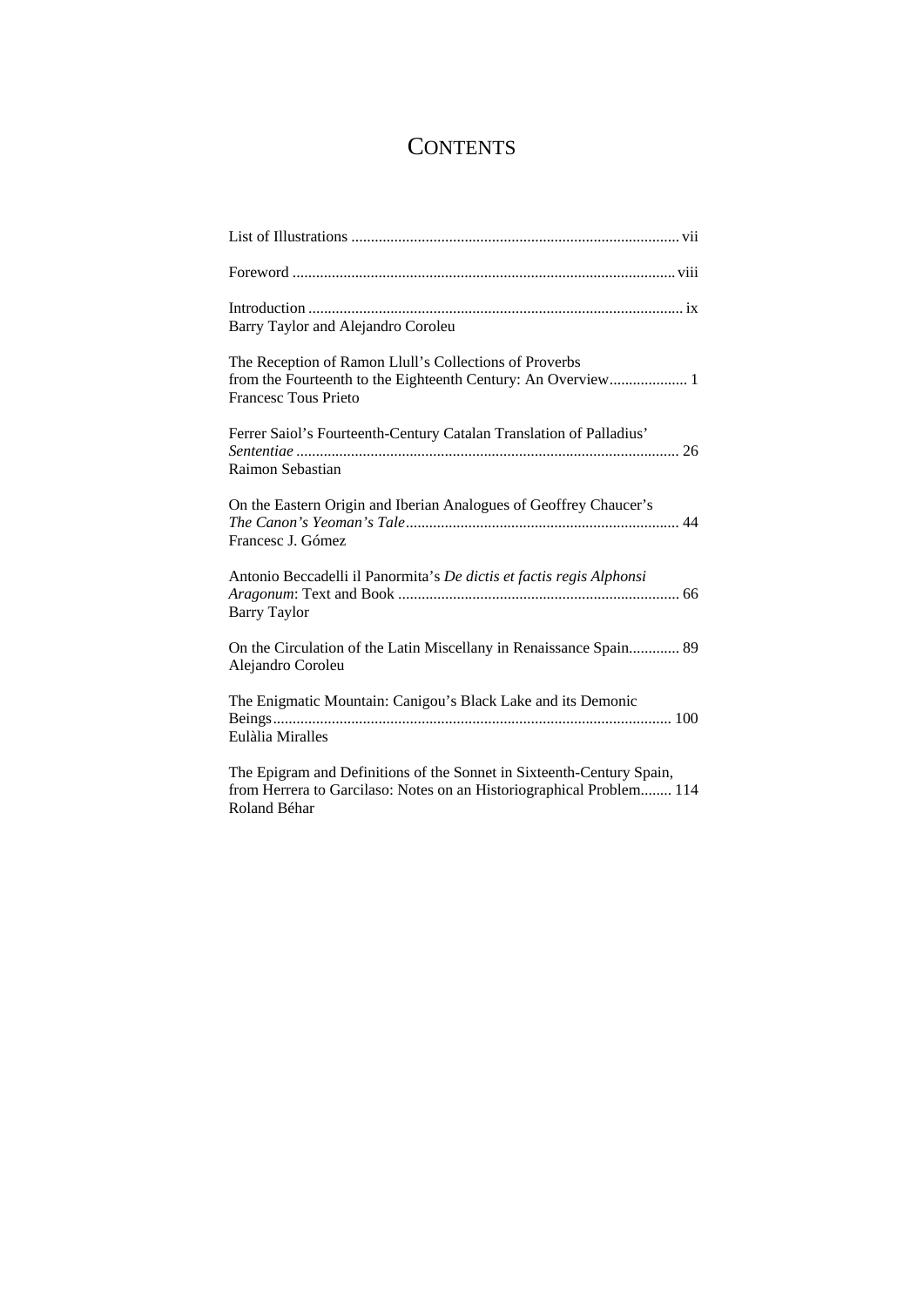# Contents

List of Illustrations ... vii

Foreword ... viii

Introduction ... ix
Barry Taylor and Alejandro Coroleu

The Reception of Ramon Llull's Collections of Proverbs from the Fourteenth to the Eighteenth Century: An Overview ... 1
Francesc Tous Prieto

Ferrer Saiol's Fourteenth-Century Catalan Translation of Palladius' *Sententiae* ... 26
Raimon Sebastian

On the Eastern Origin and Iberian Analogues of Geoffrey Chaucer's *The Canon's Yeoman's Tale* ... 44
Francesc J. Gómez

Antonio Beccadelli il Panormita's *De dictis et factis regis Alphonsi Aragonum*: Text and Book ... 66
Barry Taylor

On the Circulation of the Latin Miscellany in Renaissance Spain ... 89
Alejandro Coroleu

The Enigmatic Mountain: Canigou's Black Lake and its Demonic Beings ... 100
Eulàlia Miralles

The Epigram and Definitions of the Sonnet in Sixteenth-Century Spain, from Herrera to Garcilaso: Notes on an Historiographical Problem ... 114
Roland Béhar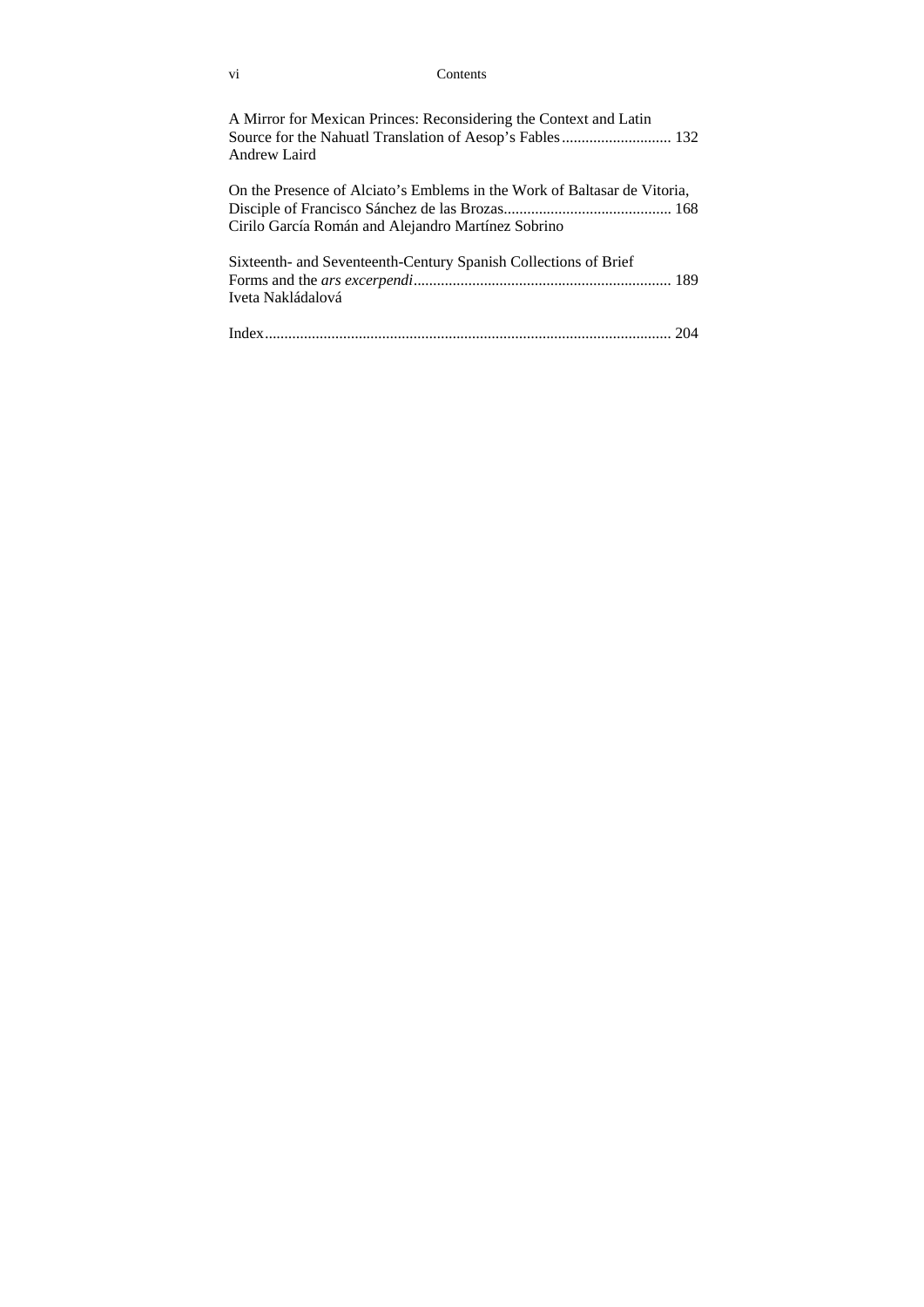A Mirror for Mexican Princes: Reconsidering the Context and Latin Source for the Nahuatl Translation of Aesop's Fables ............................ 132
Andrew Laird

On the Presence of Alciato's Emblems in the Work of Baltasar de Vitoria, Disciple of Francisco Sánchez de las Brozas........................................... 168
Cirilo García Román and Alejandro Martínez Sobrino

Sixteenth- and Seventeenth-Century Spanish Collections of Brief Forms and the *ars excerpendi*................................................................. 189
Iveta Nakládalová

Index....................................................................................................... 204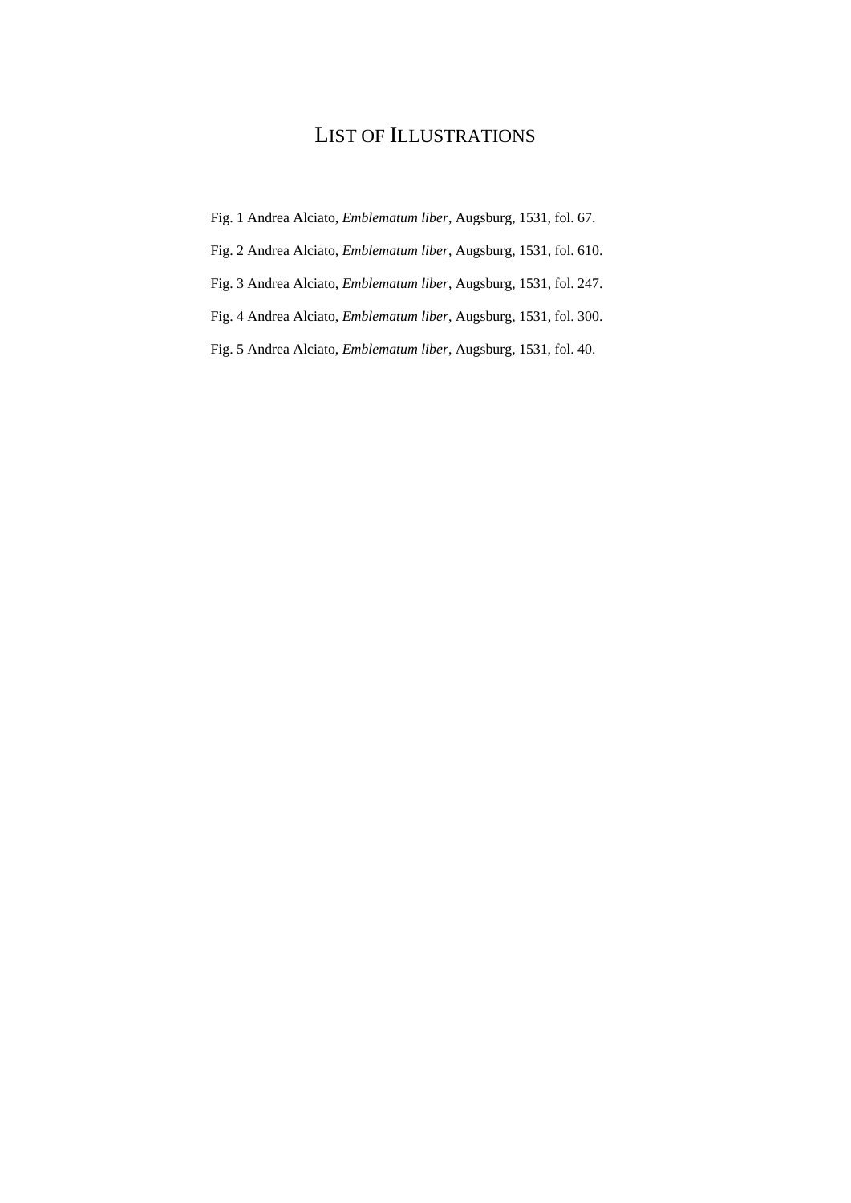# List of Illustrations

Fig. 1 Andrea Alciato, *Emblematum liber*, Augsburg, 1531, fol. 67.

Fig. 2 Andrea Alciato, *Emblematum liber*, Augsburg, 1531, fol. 610.

Fig. 3 Andrea Alciato, *Emblematum liber*, Augsburg, 1531, fol. 247.

Fig. 4 Andrea Alciato, *Emblematum liber*, Augsburg, 1531, fol. 300.

Fig. 5 Andrea Alciato, *Emblematum liber*, Augsburg, 1531, fol. 40.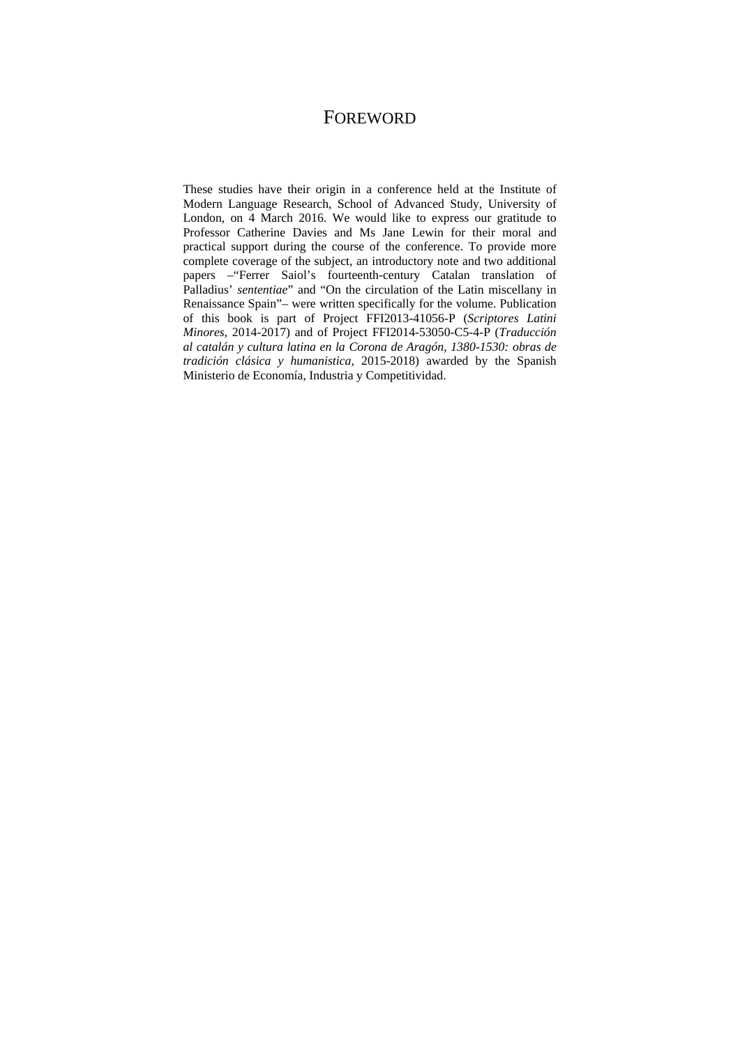# FOREWORD

These studies have their origin in a conference held at the Institute of Modern Language Research, School of Advanced Study, University of London, on 4 March 2016. We would like to express our gratitude to Professor Catherine Davies and Ms Jane Lewin for their moral and practical support during the course of the conference. To provide more complete coverage of the subject, an introductory note and two additional papers –"Ferrer Saiol's fourteenth-century Catalan translation of Palladius' *sententiae*" and "On the circulation of the Latin miscellany in Renaissance Spain"– were written specifically for the volume. Publication of this book is part of Project FFI2013-41056-P (*Scriptores Latini Minores*, 2014-2017) and of Project FFI2014-53050-C5-4-P (*Traducción al catalán y cultura latina en la Corona de Aragón, 1380-1530: obras de tradición clásica y humanística,* 2015-2018) awarded by the Spanish Ministerio de Economía, Industria y Competitividad.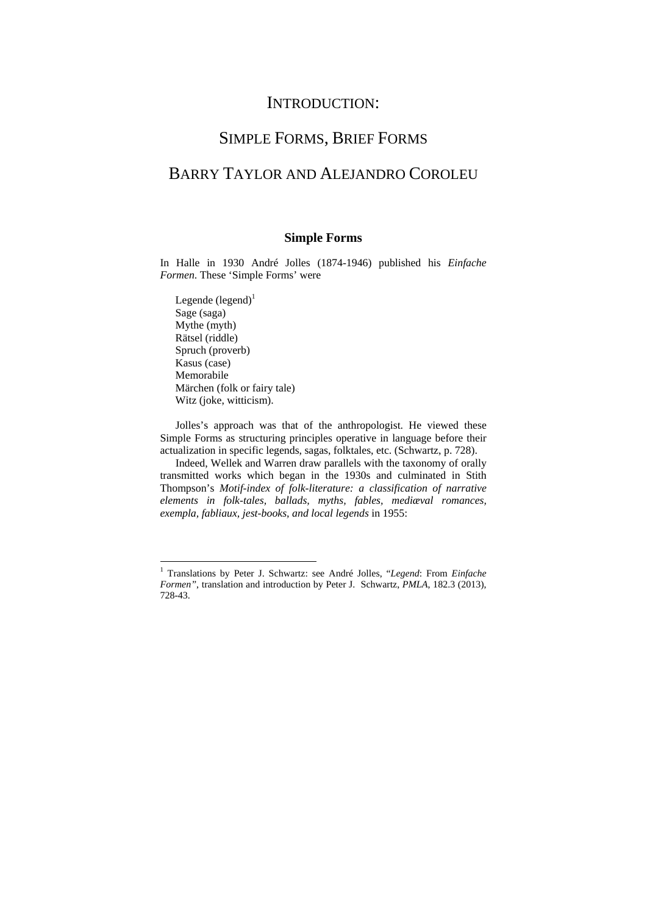# INTRODUCTION:

# SIMPLE FORMS, BRIEF FORMS

# BARRY TAYLOR AND ALEJANDRO COROLEU

## Simple Forms

In Halle in 1930 André Jolles (1874-1946) published his *Einfache Formen*. These 'Simple Forms' were

Legende (legend)[1]
Sage (saga)
Mythe (myth)
Rätsel (riddle)
Spruch (proverb)
Kasus (case)
Memorabile
Märchen (folk or fairy tale)
Witz (joke, witticism).

Jolles's approach was that of the anthropologist. He viewed these Simple Forms as structuring principles operative in language before their actualization in specific legends, sagas, folktales, etc. (Schwartz, p. 728).

Indeed, Wellek and Warren draw parallels with the taxonomy of orally transmitted works which began in the 1930s and culminated in Stith Thompson's *Motif-index of folk-literature: a classification of narrative elements in folk-tales, ballads, myths, fables, mediæval romances, exempla, fabliaux, jest-books, and local legends* in 1955:

---

[1] Translations by Peter J. Schwartz: see André Jolles, "*Legend*: From *Einfache Formen*", translation and introduction by Peter J. Schwartz, *PMLA*, 182.3 (2013), 728-43.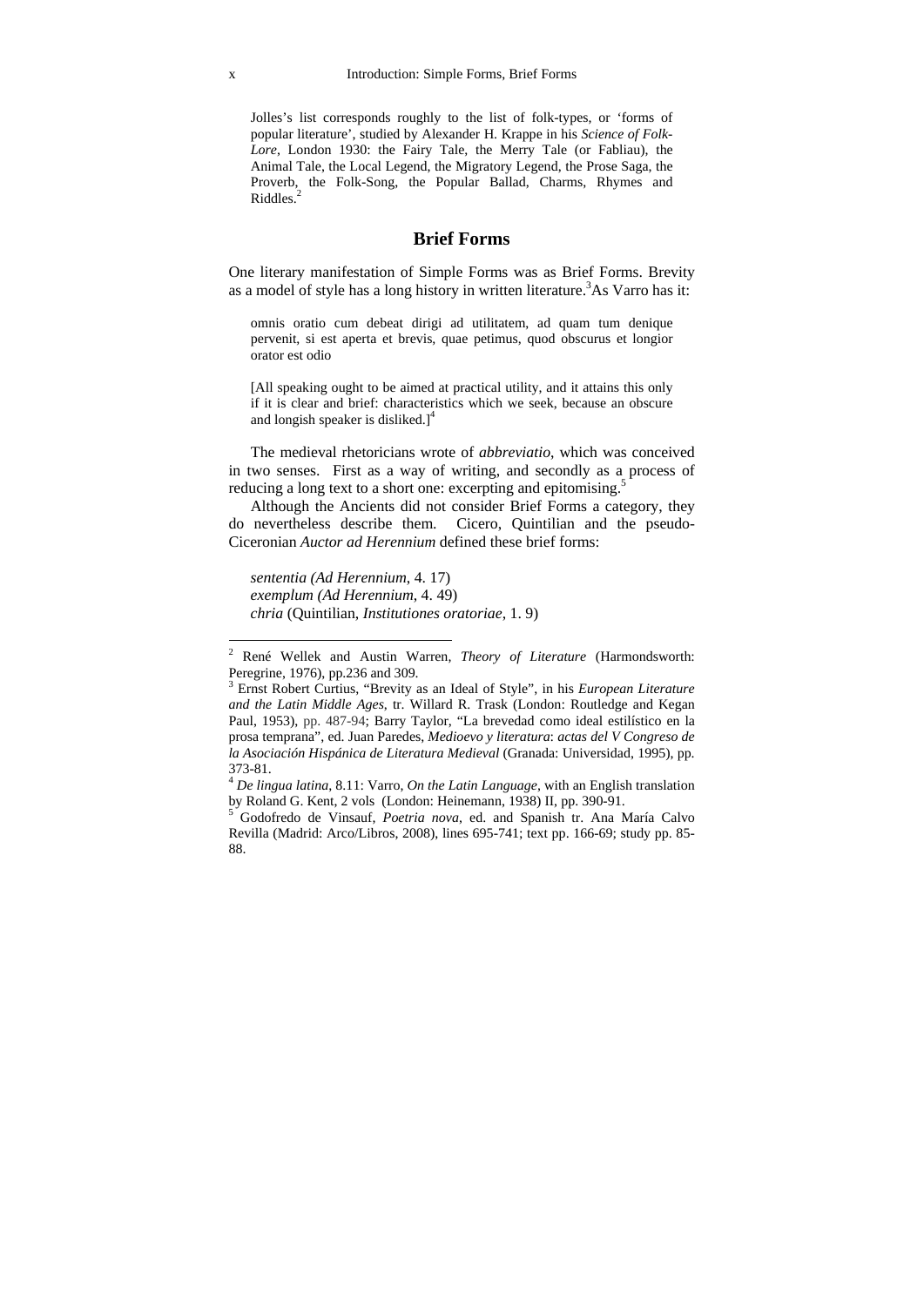> Jolles's list corresponds roughly to the list of folk-types, or 'forms of popular literature', studied by Alexander H. Krappe in his *Science of Folk-Lore*, London 1930: the Fairy Tale, the Merry Tale (or Fabliau), the Animal Tale, the Local Legend, the Migratory Legend, the Prose Saga, the Proverb, the Folk-Song, the Popular Ballad, Charms, Rhymes and Riddles.[2]

## Brief Forms

One literary manifestation of Simple Forms was as Brief Forms. Brevity as a model of style has a long history in written literature.[3]As Varro has it:

> omnis oratio cum debeat dirigi ad utilitatem, ad quam tum denique pervenit, si est aperta et brevis, quae petimus, quod obscurus et longior orator est odio
>
> [All speaking ought to be aimed at practical utility, and it attains this only if it is clear and brief: characteristics which we seek, because an obscure and longish speaker is disliked.][4]

The medieval rhetoricians wrote of *abbreviatio*, which was conceived in two senses. First as a way of writing, and secondly as a process of reducing a long text to a short one: excerpting and epitomising.[5]

Although the Ancients did not consider Brief Forms a category, they do nevertheless describe them. Cicero, Quintilian and the pseudo-Ciceronian *Auctor ad Herennium* defined these brief forms:

*sententia (Ad Herennium*, 4. 17)
*exemplum (Ad Herennium*, 4. 49)
*chria* (Quintilian, *Institutiones oratoriae*, 1. 9)

---

[2] René Wellek and Austin Warren, *Theory of Literature* (Harmondsworth: Peregrine, 1976), pp.236 and 309.

[3] Ernst Robert Curtius, "Brevity as an Ideal of Style", in his *European Literature and the Latin Middle Ages*, tr. Willard R. Trask (London: Routledge and Kegan Paul, 1953), pp. 487-94; Barry Taylor, "La brevedad como ideal estilístico en la prosa temprana", ed. Juan Paredes, *Medioevo y literatura*: *actas del V Congreso de la Asociación Hispánica de Literatura Medieval* (Granada: Universidad, 1995), pp. 373-81.

[4] *De lingua latina*, 8.11: Varro, *On the Latin Language*, with an English translation by Roland G. Kent, 2 vols (London: Heinemann, 1938) II, pp. 390-91.

[5] Godofredo de Vinsauf, *Poetria nova*, ed. and Spanish tr. Ana María Calvo Revilla (Madrid: Arco/Libros, 2008), lines 695-741; text pp. 166-69; study pp. 85-88.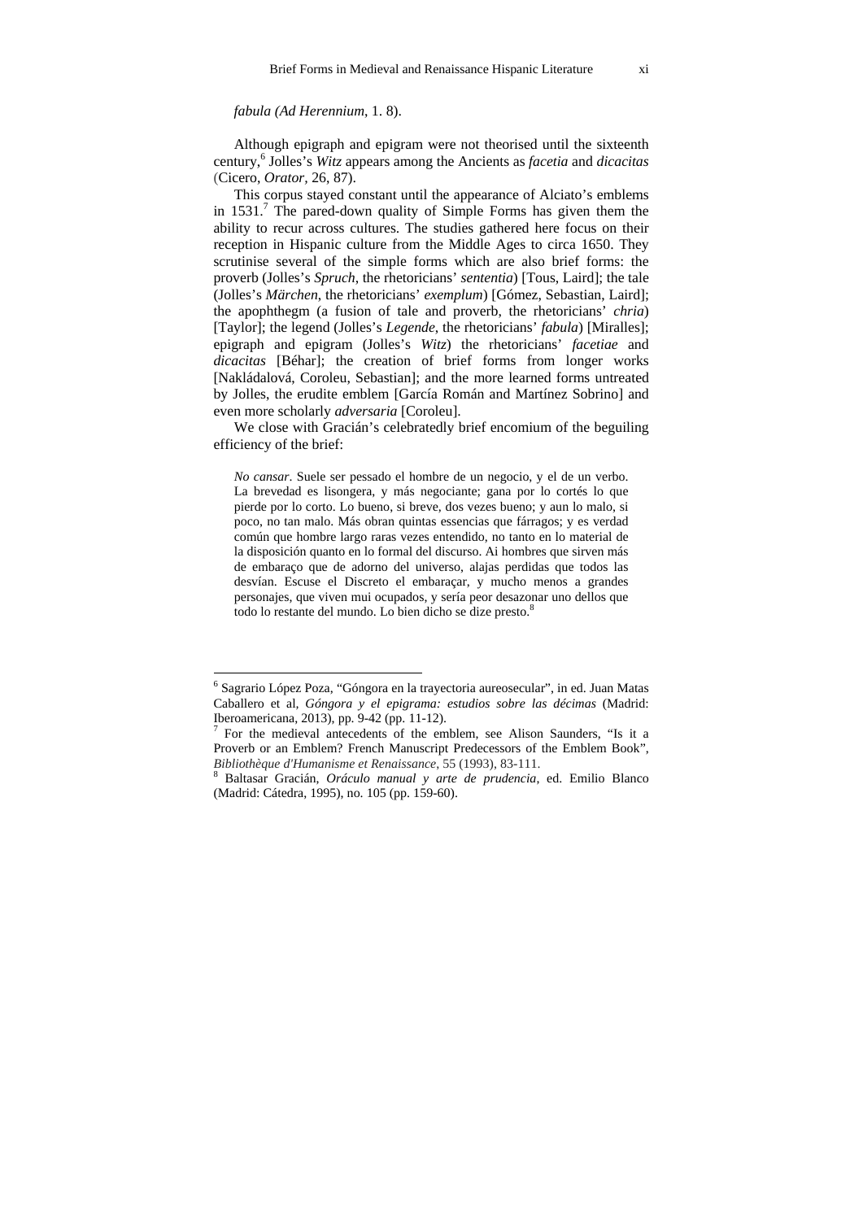*fabula* (*Ad Herennium*, 1. 8).

Although epigraph and epigram were not theorised until the sixteenth century,[6] Jolles's *Witz* appears among the Ancients as *facetia* and *dicacitas* (Cicero, *Orator*, 26, 87).

This corpus stayed constant until the appearance of Alciato's emblems in 1531.[7] The pared-down quality of Simple Forms has given them the ability to recur across cultures. The studies gathered here focus on their reception in Hispanic culture from the Middle Ages to circa 1650. They scrutinise several of the simple forms which are also brief forms: the proverb (Jolles's *Spruch*, the rhetoricians' *sententia*) [Tous, Laird]; the tale (Jolles's *Märchen*, the rhetoricians' *exemplum*) [Gómez, Sebastian, Laird]; the apophthegm (a fusion of tale and proverb, the rhetoricians' *chria*) [Taylor]; the legend (Jolles's *Legende*, the rhetoricians' *fabula*) [Miralles]; epigraph and epigram (Jolles's *Witz*) the rhetoricians' *facetiae* and *dicacitas* [Béhar]; the creation of brief forms from longer works [Nakládalová, Coroleu, Sebastian]; and the more learned forms untreated by Jolles, the erudite emblem [García Román and Martínez Sobrino] and even more scholarly *adversaria* [Coroleu].

We close with Gracián's celebratedly brief encomium of the beguiling efficiency of the brief:

> *No cansar*. Suele ser pessado el hombre de un negocio, y el de un verbo. La brevedad es lisongera, y más negociante; gana por lo cortés lo que pierde por lo corto. Lo bueno, si breve, dos vezes bueno; y aun lo malo, si poco, no tan malo. Más obran quintas essencias que fárragos; y es verdad común que hombre largo raras vezes entendido, no tanto en lo material de la disposición quanto en lo formal del discurso. Ai hombres que sirven más de embaraço que de adorno del universo, alajas perdidas que todos las desvían. Escuse el Discreto el embaraçar, y mucho menos a grandes personajes, que viven mui ocupados, y sería peor desazonar uno dellos que todo lo restante del mundo. Lo bien dicho se dize presto.[8]

---

[6] Sagrario López Poza, "Góngora en la trayectoria aureosecular", in ed. Juan Matas Caballero et al, *Góngora y el epigrama: estudios sobre las décimas* (Madrid: Iberoamericana, 2013), pp. 9-42 (pp. 11-12).

[7] For the medieval antecedents of the emblem, see Alison Saunders, "Is it a Proverb or an Emblem? French Manuscript Predecessors of the Emblem Book", *Bibliothèque d'Humanisme et Renaissance*, 55 (1993), 83-111.

[8] Baltasar Gracián, *Oráculo manual y arte de prudencia*, ed. Emilio Blanco (Madrid: Cátedra, 1995), no. 105 (pp. 159-60).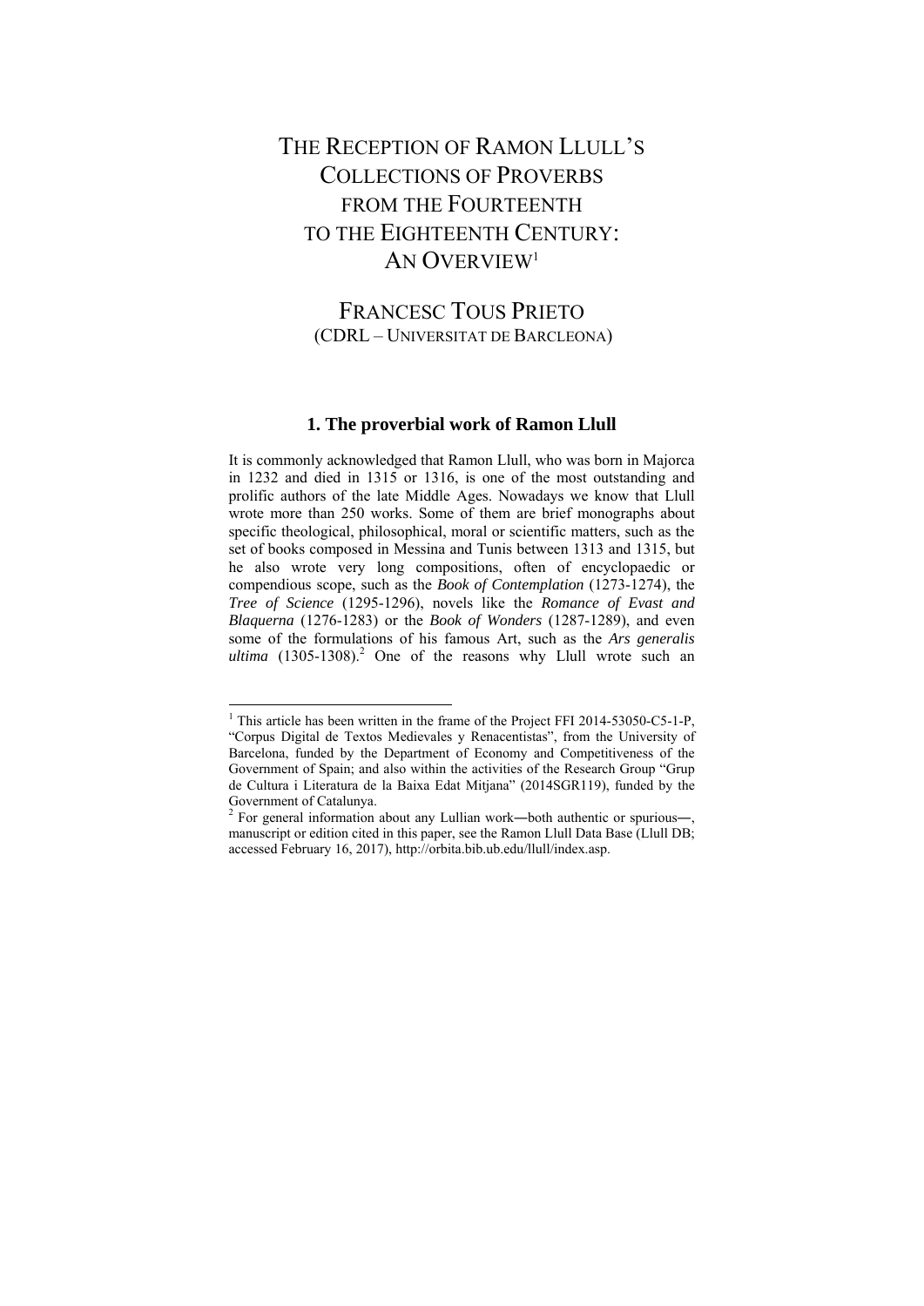# THE RECEPTION OF RAMON LLULL'S COLLECTIONS OF PROVERBS FROM THE FOURTEENTH TO THE EIGHTEENTH CENTURY: AN OVERVIEW[1]

## FRANCESC TOUS PRIETO
(CDRL – UNIVERSITAT DE BARCLEONA)

### 1. The proverbial work of Ramon Llull

It is commonly acknowledged that Ramon Llull, who was born in Majorca in 1232 and died in 1315 or 1316, is one of the most outstanding and prolific authors of the late Middle Ages. Nowadays we know that Llull wrote more than 250 works. Some of them are brief monographs about specific theological, philosophical, moral or scientific matters, such as the set of books composed in Messina and Tunis between 1313 and 1315, but he also wrote very long compositions, often of encyclopaedic or compendious scope, such as the *Book of Contemplation* (1273-1274), the *Tree of Science* (1295-1296), novels like the *Romance of Evast and Blaquerna* (1276-1283) or the *Book of Wonders* (1287-1289), and even some of the formulations of his famous Art, such as the *Ars generalis ultima* (1305-1308).[2] One of the reasons why Llull wrote such an

---

[1] This article has been written in the frame of the Project FFI 2014-53050-C5-1-P, "Corpus Digital de Textos Medievales y Renacentistas", from the University of Barcelona, funded by the Department of Economy and Competitiveness of the Government of Spain; and also within the activities of the Research Group "Grup de Cultura i Literatura de la Baixa Edat Mitjana" (2014SGR119), funded by the Government of Catalunya.

[2] For general information about any Lullian work―both authentic or spurious―, manuscript or edition cited in this paper, see the Ramon Llull Data Base (Llull DB; accessed February 16, 2017), http://orbita.bib.ub.edu/llull/index.asp.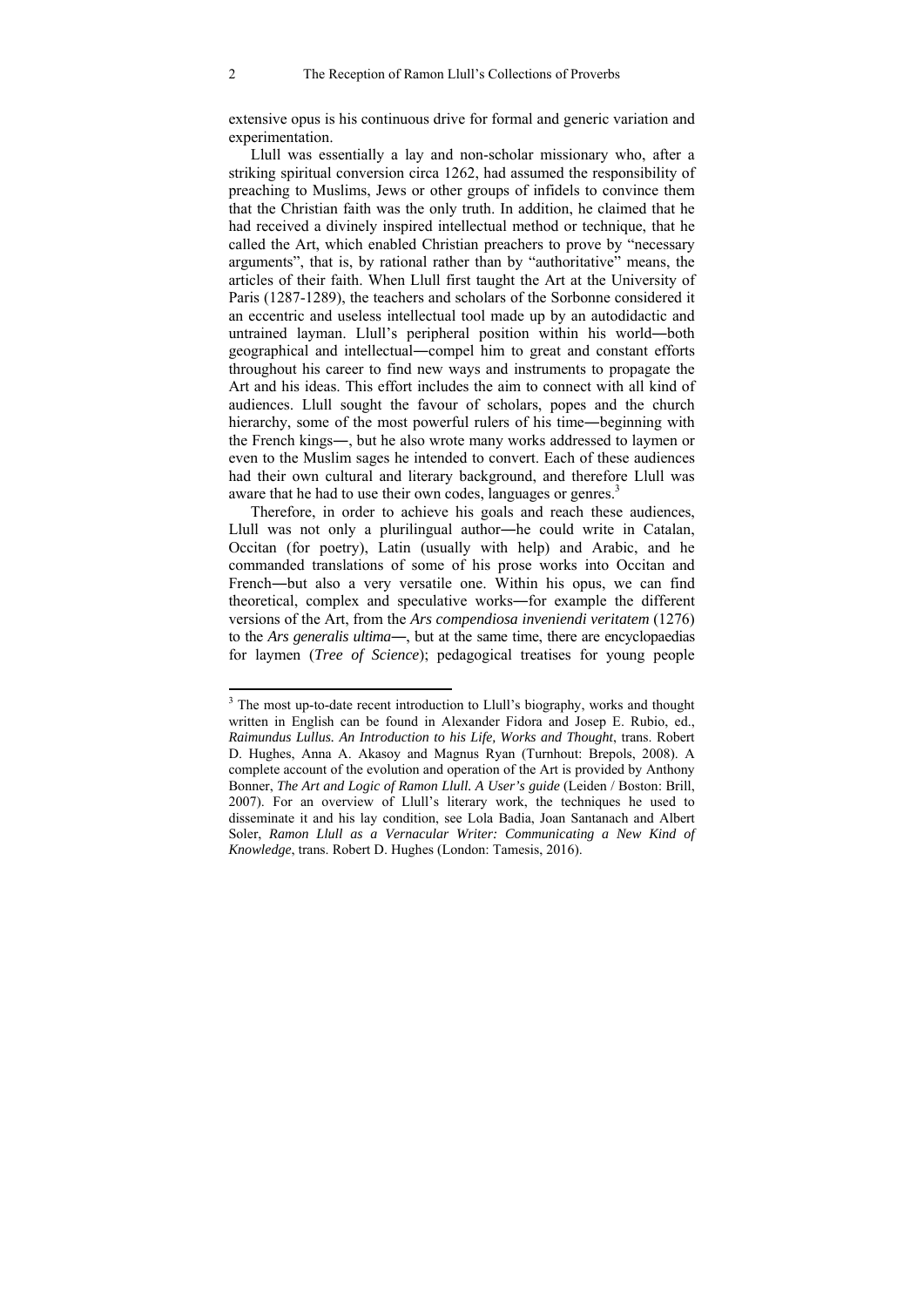extensive opus is his continuous drive for formal and generic variation and experimentation.

Llull was essentially a lay and non-scholar missionary who, after a striking spiritual conversion circa 1262, had assumed the responsibility of preaching to Muslims, Jews or other groups of infidels to convince them that the Christian faith was the only truth. In addition, he claimed that he had received a divinely inspired intellectual method or technique, that he called the Art, which enabled Christian preachers to prove by "necessary arguments", that is, by rational rather than by "authoritative" means, the articles of their faith. When Llull first taught the Art at the University of Paris (1287-1289), the teachers and scholars of the Sorbonne considered it an eccentric and useless intellectual tool made up by an autodidactic and untrained layman. Llull's peripheral position within his world―both geographical and intellectual―compel him to great and constant efforts throughout his career to find new ways and instruments to propagate the Art and his ideas. This effort includes the aim to connect with all kind of audiences. Llull sought the favour of scholars, popes and the church hierarchy, some of the most powerful rulers of his time―beginning with the French kings―, but he also wrote many works addressed to laymen or even to the Muslim sages he intended to convert. Each of these audiences had their own cultural and literary background, and therefore Llull was aware that he had to use their own codes, languages or genres.[3]

Therefore, in order to achieve his goals and reach these audiences, Llull was not only a plurilingual author―he could write in Catalan, Occitan (for poetry), Latin (usually with help) and Arabic, and he commanded translations of some of his prose works into Occitan and French―but also a very versatile one. Within his opus, we can find theoretical, complex and speculative works―for example the different versions of the Art, from the *Ars compendiosa inveniendi veritatem* (1276) to the *Ars generalis ultima*―, but at the same time, there are encyclopaedias for laymen (*Tree of Science*); pedagogical treatises for young people

---

[3] The most up-to-date recent introduction to Llull's biography, works and thought written in English can be found in Alexander Fidora and Josep E. Rubio, ed., *Raimundus Lullus. An Introduction to his Life, Works and Thought*, trans. Robert D. Hughes, Anna A. Akasoy and Magnus Ryan (Turnhout: Brepols, 2008). A complete account of the evolution and operation of the Art is provided by Anthony Bonner, *The Art and Logic of Ramon Llull. A User's guide* (Leiden / Boston: Brill, 2007). For an overview of Llull's literary work, the techniques he used to disseminate it and his lay condition, see Lola Badia, Joan Santanach and Albert Soler, *Ramon Llull as a Vernacular Writer: Communicating a New Kind of Knowledge*, trans. Robert D. Hughes (London: Tamesis, 2016).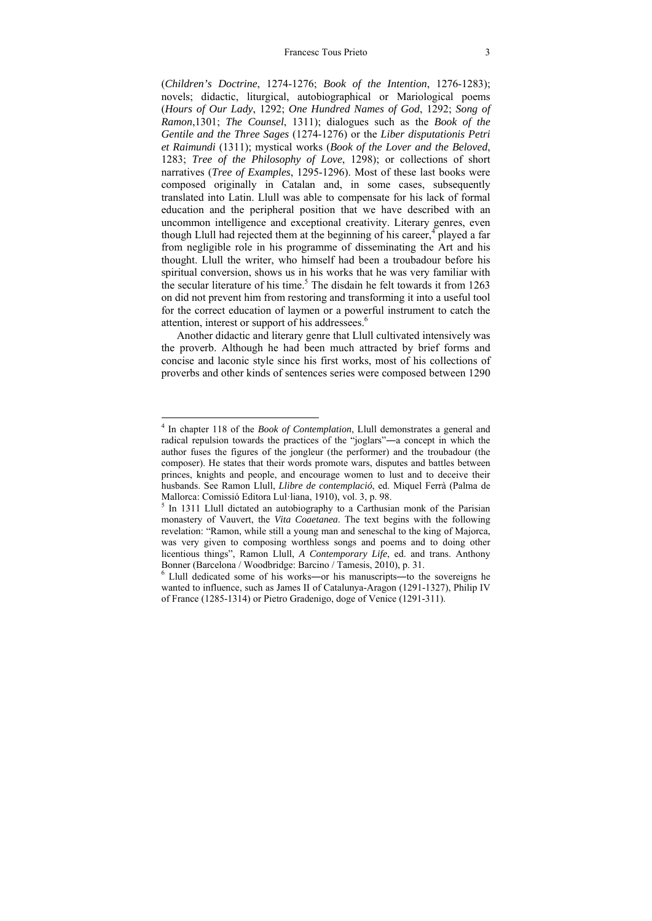(*Children's Doctrine*, 1274-1276; *Book of the Intention*, 1276-1283); novels; didactic, liturgical, autobiographical or Mariological poems (*Hours of Our Lady*, 1292; *One Hundred Names of God*, 1292; *Song of Ramon*,1301; *The Counsel*, 1311); dialogues such as the *Book of the Gentile and the Three Sages* (1274-1276) or the *Liber disputationis Petri et Raimundi* (1311); mystical works (*Book of the Lover and the Beloved*, 1283; *Tree of the Philosophy of Love*, 1298); or collections of short narratives (*Tree of Examples*, 1295-1296). Most of these last books were composed originally in Catalan and, in some cases, subsequently translated into Latin. Llull was able to compensate for his lack of formal education and the peripheral position that we have described with an uncommon intelligence and exceptional creativity. Literary genres, even though Llull had rejected them at the beginning of his career,[4] played a far from negligible role in his programme of disseminating the Art and his thought. Llull the writer, who himself had been a troubadour before his spiritual conversion, shows us in his works that he was very familiar with the secular literature of his time.[5] The disdain he felt towards it from 1263 on did not prevent him from restoring and transforming it into a useful tool for the correct education of laymen or a powerful instrument to catch the attention, interest or support of his addressees.[6]

Another didactic and literary genre that Llull cultivated intensively was the proverb. Although he had been much attracted by brief forms and concise and laconic style since his first works, most of his collections of proverbs and other kinds of sentences series were composed between 1290

---

[4] In chapter 118 of the *Book of Contemplation*, Llull demonstrates a general and radical repulsion towards the practices of the "joglars"―a concept in which the author fuses the figures of the jongleur (the performer) and the troubadour (the composer). He states that their words promote wars, disputes and battles between princes, knights and people, and encourage women to lust and to deceive their husbands. See Ramon Llull, *Llibre de contemplació*, ed. Miquel Ferrà (Palma de Mallorca: Comissió Editora Lul·liana, 1910), vol. 3, p. 98.

[5] In 1311 Llull dictated an autobiography to a Carthusian monk of the Parisian monastery of Vauvert, the *Vita Coaetanea*. The text begins with the following revelation: "Ramon, while still a young man and seneschal to the king of Majorca, was very given to composing worthless songs and poems and to doing other licentious things", Ramon Llull, *A Contemporary Life*, ed. and trans. Anthony Bonner (Barcelona / Woodbridge: Barcino / Tamesis, 2010), p. 31.

[6] Llull dedicated some of his works―or his manuscripts―to the sovereigns he wanted to influence, such as James II of Catalunya-Aragon (1291-1327), Philip IV of France (1285-1314) or Pietro Gradenigo, doge of Venice (1291-311).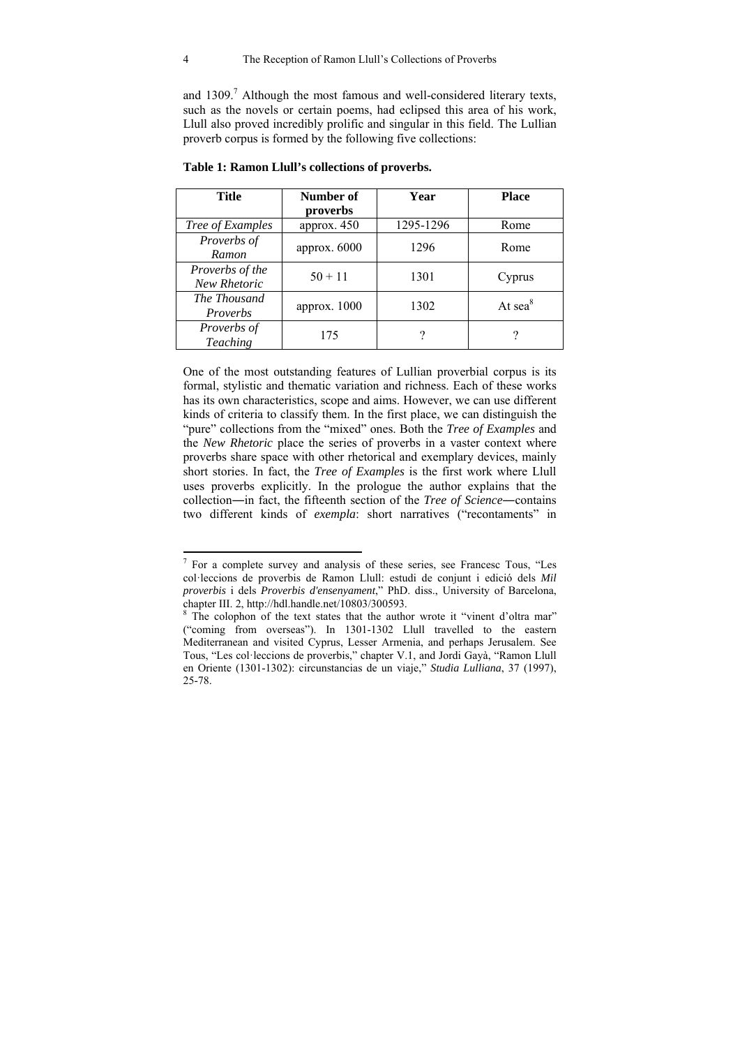and 1309.[7] Although the most famous and well-considered literary texts, such as the novels or certain poems, had eclipsed this area of his work, Llull also proved incredibly prolific and singular in this field. The Lullian proverb corpus is formed by the following five collections:

**Table 1: Ramon Llull's collections of proverbs.**

| Title | Number of proverbs | Year | Place |
|---|---|---|---|
| *Tree of Examples* | approx. 450 | 1295-1296 | Rome |
| *Proverbs of Ramon* | approx. 6000 | 1296 | Rome |
| *Proverbs of the New Rhetoric* | 50 + 11 | 1301 | Cyprus |
| *The Thousand Proverbs* | approx. 1000 | 1302 | At sea[8] |
| *Proverbs of Teaching* | 175 | ? | ? |

One of the most outstanding features of Lullian proverbial corpus is its formal, stylistic and thematic variation and richness. Each of these works has its own characteristics, scope and aims. However, we can use different kinds of criteria to classify them. In the first place, we can distinguish the "pure" collections from the "mixed" ones. Both the *Tree of Examples* and the *New Rhetoric* place the series of proverbs in a vaster context where proverbs share space with other rhetorical and exemplary devices, mainly short stories. In fact, the *Tree of Examples* is the first work where Llull uses proverbs explicitly. In the prologue the author explains that the collection—in fact, the fifteenth section of the *Tree of Science*—contains two different kinds of *exempla*: short narratives ("recontaments" in

---

[7] For a complete survey and analysis of these series, see Francesc Tous, "Les col·leccions de proverbis de Ramon Llull: estudi de conjunt i edició dels *Mil proverbis* i dels *Proverbis d'ensenyament*," PhD. diss., University of Barcelona, chapter III. 2, http://hdl.handle.net/10803/300593.

[8] The colophon of the text states that the author wrote it "vinent d'oltra mar" ("coming from overseas"). In 1301-1302 Llull travelled to the eastern Mediterranean and visited Cyprus, Lesser Armenia, and perhaps Jerusalem. See Tous, "Les col·leccions de proverbis," chapter V.1, and Jordi Gayà, "Ramon Llull en Oriente (1301-1302): circunstancias de un viaje," *Studia Lulliana*, 37 (1997), 25-78.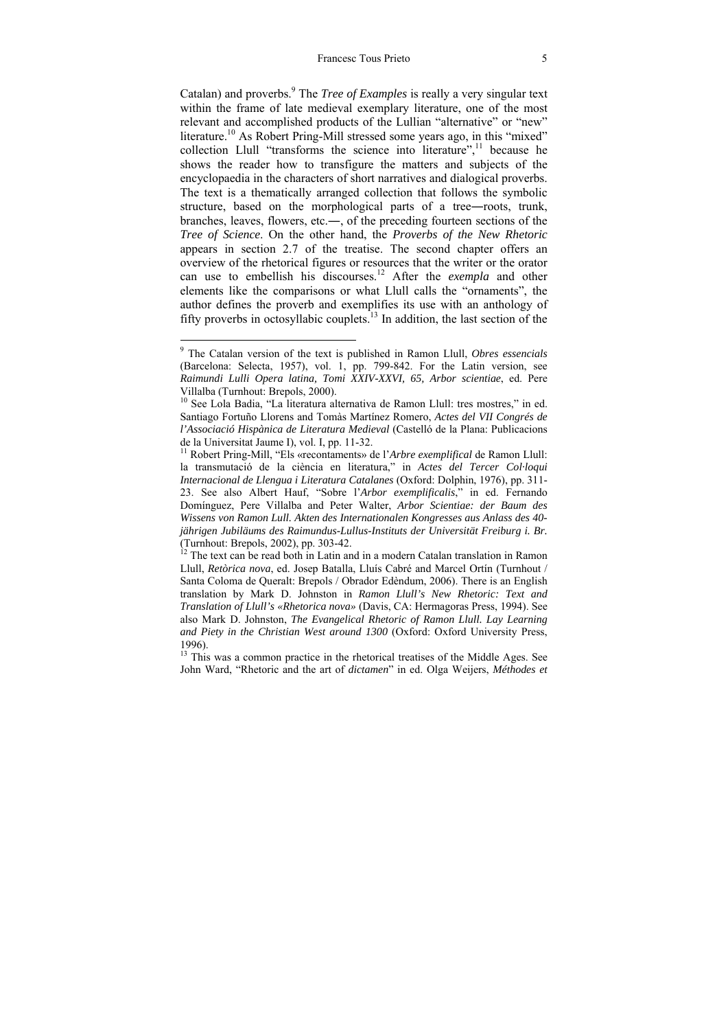Catalan) and proverbs.[9] The *Tree of Examples* is really a very singular text within the frame of late medieval exemplary literature, one of the most relevant and accomplished products of the Lullian "alternative" or "new" literature.[10] As Robert Pring-Mill stressed some years ago, in this "mixed" collection Llull "transforms the science into literature",[11] because he shows the reader how to transfigure the matters and subjects of the encyclopaedia in the characters of short narratives and dialogical proverbs. The text is a thematically arranged collection that follows the symbolic structure, based on the morphological parts of a tree―roots, trunk, branches, leaves, flowers, etc.―, of the preceding fourteen sections of the *Tree of Science*. On the other hand, the *Proverbs of the New Rhetoric* appears in section 2.7 of the treatise. The second chapter offers an overview of the rhetorical figures or resources that the writer or the orator can use to embellish his discourses.[12] After the *exempla* and other elements like the comparisons or what Llull calls the "ornaments", the author defines the proverb and exemplifies its use with an anthology of fifty proverbs in octosyllabic couplets.[13] In addition, the last section of the

---

[9] The Catalan version of the text is published in Ramon Llull, *Obres essencials* (Barcelona: Selecta, 1957), vol. 1, pp. 799-842. For the Latin version, see *Raimundi Lulli Opera latina, Tomi XXIV-XXVI, 65, Arbor scientiae*, ed. Pere Villalba (Turnhout: Brepols, 2000).

[10] See Lola Badia, "La literatura alternativa de Ramon Llull: tres mostres," in ed. Santiago Fortuño Llorens and Tomàs Martínez Romero, *Actes del VII Congrés de l'Associació Hispànica de Literatura Medieval* (Castelló de la Plana: Publicacions de la Universitat Jaume I), vol. I, pp. 11-32.

[11] Robert Pring-Mill, "Els «recontaments» de l'*Arbre exemplifical* de Ramon Llull: la transmutació de la ciència en literatura," in *Actes del Tercer Col·loqui Internacional de Llengua i Literatura Catalanes* (Oxford: Dolphin, 1976), pp. 311-23. See also Albert Hauf, "Sobre l'*Arbor exemplificalis*," in ed. Fernando Domínguez, Pere Villalba and Peter Walter, *Arbor Scientiae: der Baum des Wissens von Ramon Lull. Akten des Internationalen Kongresses aus Anlass des 40-jährigen Jubiläums des Raimundus-Lullus-Instituts der Universität Freiburg i. Br.* (Turnhout: Brepols, 2002), pp. 303-42.

[12] The text can be read both in Latin and in a modern Catalan translation in Ramon Llull, *Retòrica nova*, ed. Josep Batalla, Lluís Cabré and Marcel Ortín (Turnhout / Santa Coloma de Queralt: Brepols / Obrador Edèndum, 2006). There is an English translation by Mark D. Johnston in *Ramon Llull's New Rhetoric: Text and Translation of Llull's «Rhetorica nova»* (Davis, CA: Hermagoras Press, 1994). See also Mark D. Johnston, *The Evangelical Rhetoric of Ramon Llull. Lay Learning and Piety in the Christian West around 1300* (Oxford: Oxford University Press, 1996).

[13] This was a common practice in the rhetorical treatises of the Middle Ages. See John Ward, "Rhetoric and the art of *dictamen*" in ed. Olga Weijers, *Méthodes et*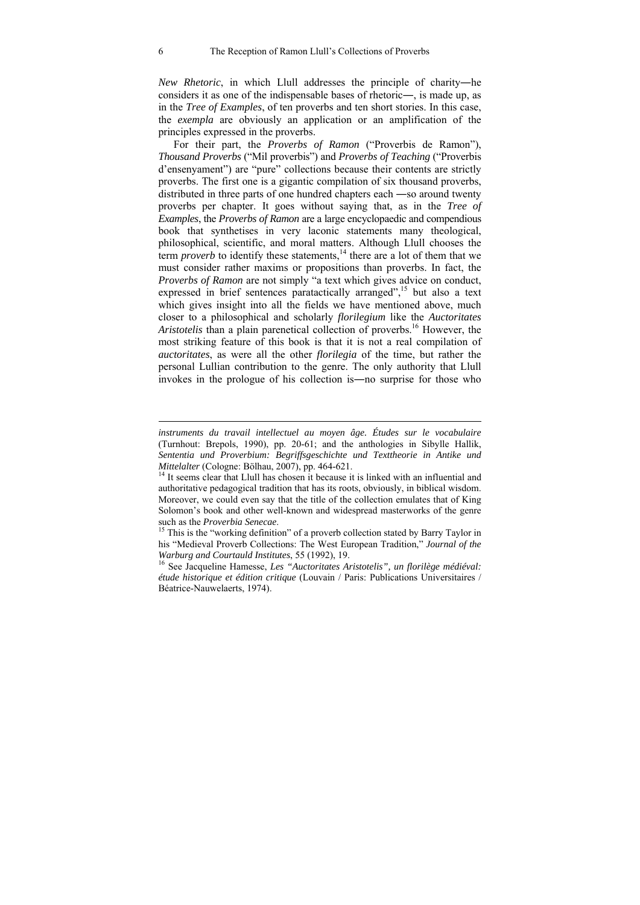*New Rhetoric*, in which Llull addresses the principle of charity―he considers it as one of the indispensable bases of rhetoric―, is made up, as in the *Tree of Examples*, of ten proverbs and ten short stories. In this case, the *exempla* are obviously an application or an amplification of the principles expressed in the proverbs.

For their part, the *Proverbs of Ramon* ("Proverbis de Ramon"), *Thousand Proverbs* ("Mil proverbis") and *Proverbs of Teaching* ("Proverbis d'ensenyament") are "pure" collections because their contents are strictly proverbs. The first one is a gigantic compilation of six thousand proverbs, distributed in three parts of one hundred chapters each ―so around twenty proverbs per chapter. It goes without saying that, as in the *Tree of Examples*, the *Proverbs of Ramon* are a large encyclopaedic and compendious book that synthetises in very laconic statements many theological, philosophical, scientific, and moral matters. Although Llull chooses the term *proverb* to identify these statements,[14] there are a lot of them that we must consider rather maxims or propositions than proverbs. In fact, the *Proverbs of Ramon* are not simply "a text which gives advice on conduct, expressed in brief sentences paratactically arranged",[15] but also a text which gives insight into all the fields we have mentioned above, much closer to a philosophical and scholarly *florilegium* like the *Auctoritates Aristotelis* than a plain parenetical collection of proverbs.[16] However, the most striking feature of this book is that it is not a real compilation of *auctoritates*, as were all the other *florilegia* of the time, but rather the personal Lullian contribution to the genre. The only authority that Llull invokes in the prologue of his collection is―no surprise for those who

---

*instruments du travail intellectuel au moyen âge. Études sur le vocabulaire* (Turnhout: Brepols, 1990), pp. 20-61; and the anthologies in Sibylle Hallik, *Sententia und Proverbium: Begriffsgeschichte und Texttheorie in Antike und Mittelalter* (Cologne: Bölhau, 2007), pp. 464-621.

[14] It seems clear that Llull has chosen it because it is linked with an influential and authoritative pedagogical tradition that has its roots, obviously, in biblical wisdom. Moreover, we could even say that the title of the collection emulates that of King Solomon's book and other well-known and widespread masterworks of the genre such as the *Proverbia Senecae*.

[15] This is the "working definition" of a proverb collection stated by Barry Taylor in his "Medieval Proverb Collections: The West European Tradition," *Journal of the Warburg and Courtauld Institutes*, 55 (1992), 19.

[16] See Jacqueline Hamesse, *Les "Auctoritates Aristotelis", un florilège médiéval: étude historique et édition critique* (Louvain / Paris: Publications Universitaires / Béatrice-Nauwelaerts, 1974).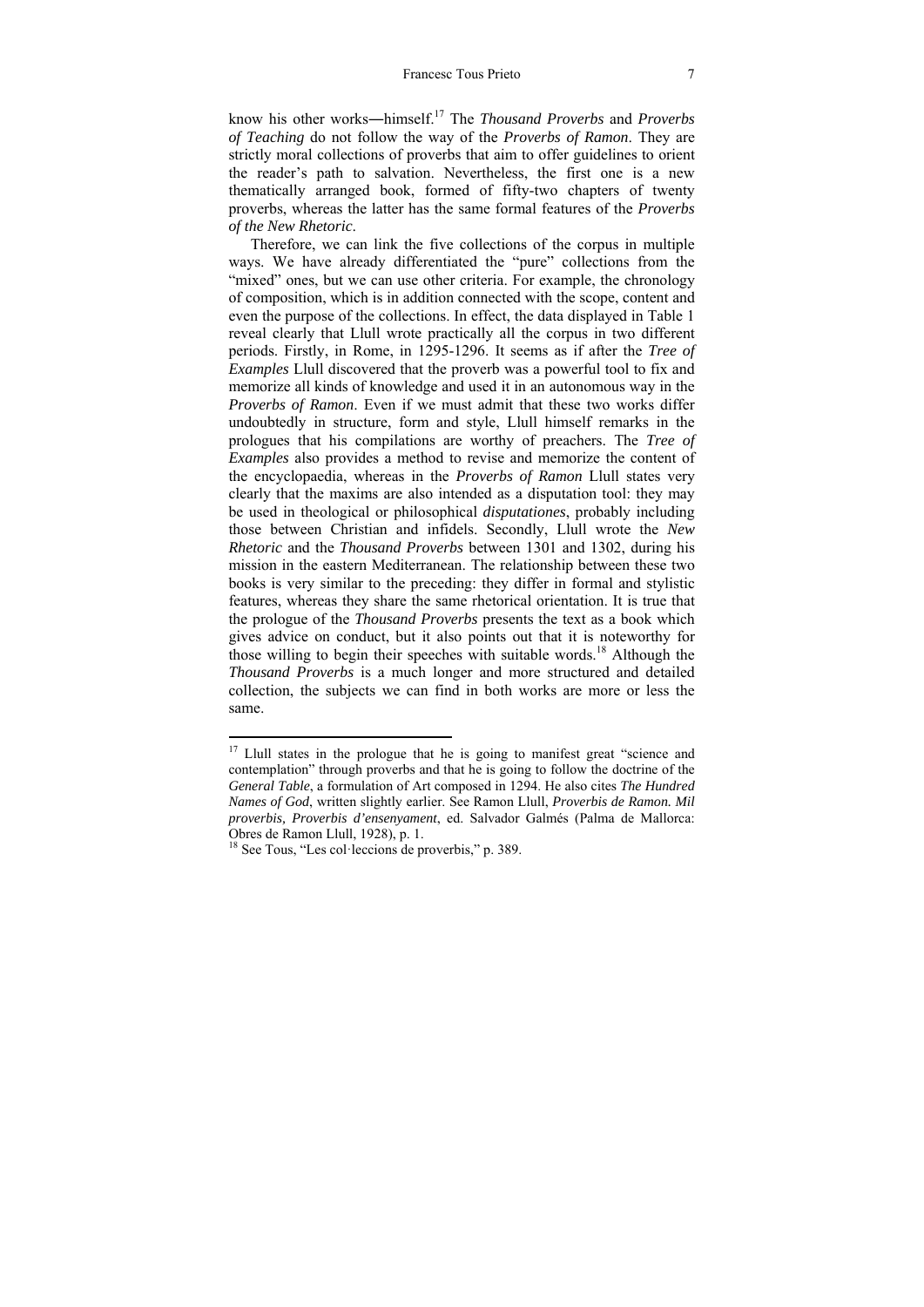know his other works—himself.[17] The *Thousand Proverbs* and *Proverbs of Teaching* do not follow the way of the *Proverbs of Ramon*. They are strictly moral collections of proverbs that aim to offer guidelines to orient the reader's path to salvation. Nevertheless, the first one is a new thematically arranged book, formed of fifty-two chapters of twenty proverbs, whereas the latter has the same formal features of the *Proverbs of the New Rhetoric*.

Therefore, we can link the five collections of the corpus in multiple ways. We have already differentiated the "pure" collections from the "mixed" ones, but we can use other criteria. For example, the chronology of composition, which is in addition connected with the scope, content and even the purpose of the collections. In effect, the data displayed in Table 1 reveal clearly that Llull wrote practically all the corpus in two different periods. Firstly, in Rome, in 1295-1296. It seems as if after the *Tree of Examples* Llull discovered that the proverb was a powerful tool to fix and memorize all kinds of knowledge and used it in an autonomous way in the *Proverbs of Ramon*. Even if we must admit that these two works differ undoubtedly in structure, form and style, Llull himself remarks in the prologues that his compilations are worthy of preachers. The *Tree of Examples* also provides a method to revise and memorize the content of the encyclopaedia, whereas in the *Proverbs of Ramon* Llull states very clearly that the maxims are also intended as a disputation tool: they may be used in theological or philosophical *disputationes*, probably including those between Christian and infidels. Secondly, Llull wrote the *New Rhetoric* and the *Thousand Proverbs* between 1301 and 1302, during his mission in the eastern Mediterranean. The relationship between these two books is very similar to the preceding: they differ in formal and stylistic features, whereas they share the same rhetorical orientation. It is true that the prologue of the *Thousand Proverbs* presents the text as a book which gives advice on conduct, but it also points out that it is noteworthy for those willing to begin their speeches with suitable words.[18] Although the *Thousand Proverbs* is a much longer and more structured and detailed collection, the subjects we can find in both works are more or less the same.

---

[17] Llull states in the prologue that he is going to manifest great "science and contemplation" through proverbs and that he is going to follow the doctrine of the *General Table*, a formulation of Art composed in 1294. He also cites *The Hundred Names of God*, written slightly earlier. See Ramon Llull, *Proverbis de Ramon. Mil proverbis, Proverbis d'ensenyament*, ed. Salvador Galmés (Palma de Mallorca: Obres de Ramon Llull, 1928), p. 1.

[18] See Tous, "Les col·leccions de proverbis," p. 389.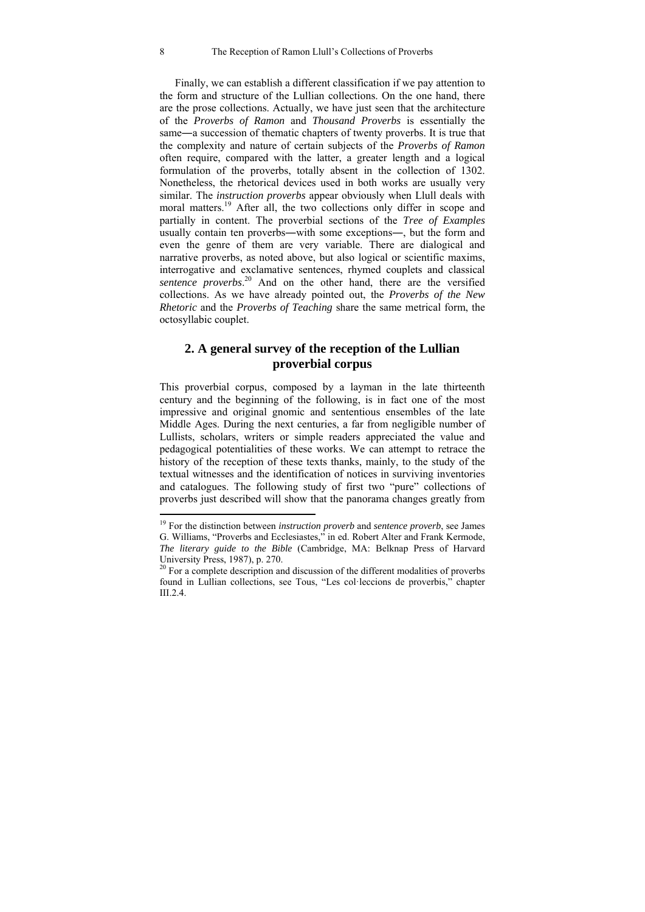Finally, we can establish a different classification if we pay attention to the form and structure of the Lullian collections. On the one hand, there are the prose collections. Actually, we have just seen that the architecture of the *Proverbs of Ramon* and *Thousand Proverbs* is essentially the same―a succession of thematic chapters of twenty proverbs. It is true that the complexity and nature of certain subjects of the *Proverbs of Ramon* often require, compared with the latter, a greater length and a logical formulation of the proverbs, totally absent in the collection of 1302. Nonetheless, the rhetorical devices used in both works are usually very similar. The *instruction proverbs* appear obviously when Llull deals with moral matters.[19] After all, the two collections only differ in scope and partially in content. The proverbial sections of the *Tree of Examples* usually contain ten proverbs―with some exceptions―, but the form and even the genre of them are very variable. There are dialogical and narrative proverbs, as noted above, but also logical or scientific maxims, interrogative and exclamative sentences, rhymed couplets and classical *sentence proverbs*.[20] And on the other hand, there are the versified collections. As we have already pointed out, the *Proverbs of the New Rhetoric* and the *Proverbs of Teaching* share the same metrical form, the octosyllabic couplet.

## 2. A general survey of the reception of the Lullian proverbial corpus

This proverbial corpus, composed by a layman in the late thirteenth century and the beginning of the following, is in fact one of the most impressive and original gnomic and sententious ensembles of the late Middle Ages. During the next centuries, a far from negligible number of Lullists, scholars, writers or simple readers appreciated the value and pedagogical potentialities of these works. We can attempt to retrace the history of the reception of these texts thanks, mainly, to the study of the textual witnesses and the identification of notices in surviving inventories and catalogues. The following study of first two "pure" collections of proverbs just described will show that the panorama changes greatly from

---

[19] For the distinction between *instruction proverb* and *sentence proverb*, see James G. Williams, "Proverbs and Ecclesiastes," in ed. Robert Alter and Frank Kermode, *The literary guide to the Bible* (Cambridge, MA: Belknap Press of Harvard University Press, 1987), p. 270.

[20] For a complete description and discussion of the different modalities of proverbs found in Lullian collections, see Tous, "Les col·leccions de proverbis," chapter III.2.4.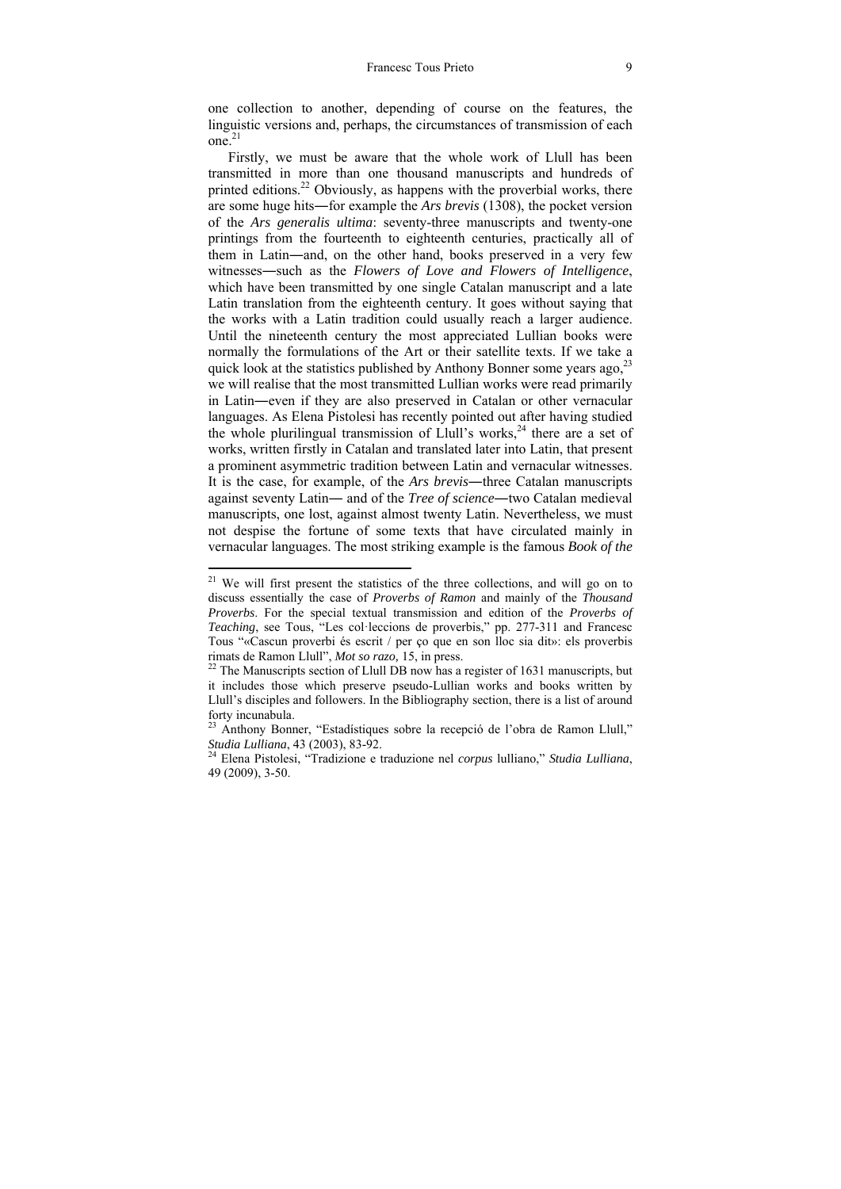one collection to another, depending of course on the features, the linguistic versions and, perhaps, the circumstances of transmission of each one.[21]

Firstly, we must be aware that the whole work of Llull has been transmitted in more than one thousand manuscripts and hundreds of printed editions.[22] Obviously, as happens with the proverbial works, there are some huge hits—for example the *Ars brevis* (1308), the pocket version of the *Ars generalis ultima*: seventy-three manuscripts and twenty-one printings from the fourteenth to eighteenth centuries, practically all of them in Latin—and, on the other hand, books preserved in a very few witnesses—such as the *Flowers of Love and Flowers of Intelligence*, which have been transmitted by one single Catalan manuscript and a late Latin translation from the eighteenth century. It goes without saying that the works with a Latin tradition could usually reach a larger audience. Until the nineteenth century the most appreciated Lullian books were normally the formulations of the Art or their satellite texts. If we take a quick look at the statistics published by Anthony Bonner some years ago,[23] we will realise that the most transmitted Lullian works were read primarily in Latin—even if they are also preserved in Catalan or other vernacular languages. As Elena Pistolesi has recently pointed out after having studied the whole plurilingual transmission of Llull's works,[24] there are a set of works, written firstly in Catalan and translated later into Latin, that present a prominent asymmetric tradition between Latin and vernacular witnesses. It is the case, for example, of the *Ars brevis*—three Catalan manuscripts against seventy Latin— and of the *Tree of science*—two Catalan medieval manuscripts, one lost, against almost twenty Latin. Nevertheless, we must not despise the fortune of some texts that have circulated mainly in vernacular languages. The most striking example is the famous *Book of the*

---

[21] We will first present the statistics of the three collections, and will go on to discuss essentially the case of *Proverbs of Ramon* and mainly of the *Thousand Proverbs*. For the special textual transmission and edition of the *Proverbs of Teaching*, see Tous, "Les col·leccions de proverbis," pp. 277-311 and Francesc Tous "«Cascun proverbi és escrit / per ço que en son lloc sia dit»: els proverbis rimats de Ramon Llull", *Mot so razo,* 15, in press.

[22] The Manuscripts section of Llull DB now has a register of 1631 manuscripts, but it includes those which preserve pseudo-Lullian works and books written by Llull's disciples and followers. In the Bibliography section, there is a list of around forty incunabula.

[23] Anthony Bonner, "Estadístiques sobre la recepció de l'obra de Ramon Llull," *Studia Lulliana*, 43 (2003), 83-92.

[24] Elena Pistolesi, "Tradizione e traduzione nel *corpus* lulliano," *Studia Lulliana*, 49 (2009), 3-50.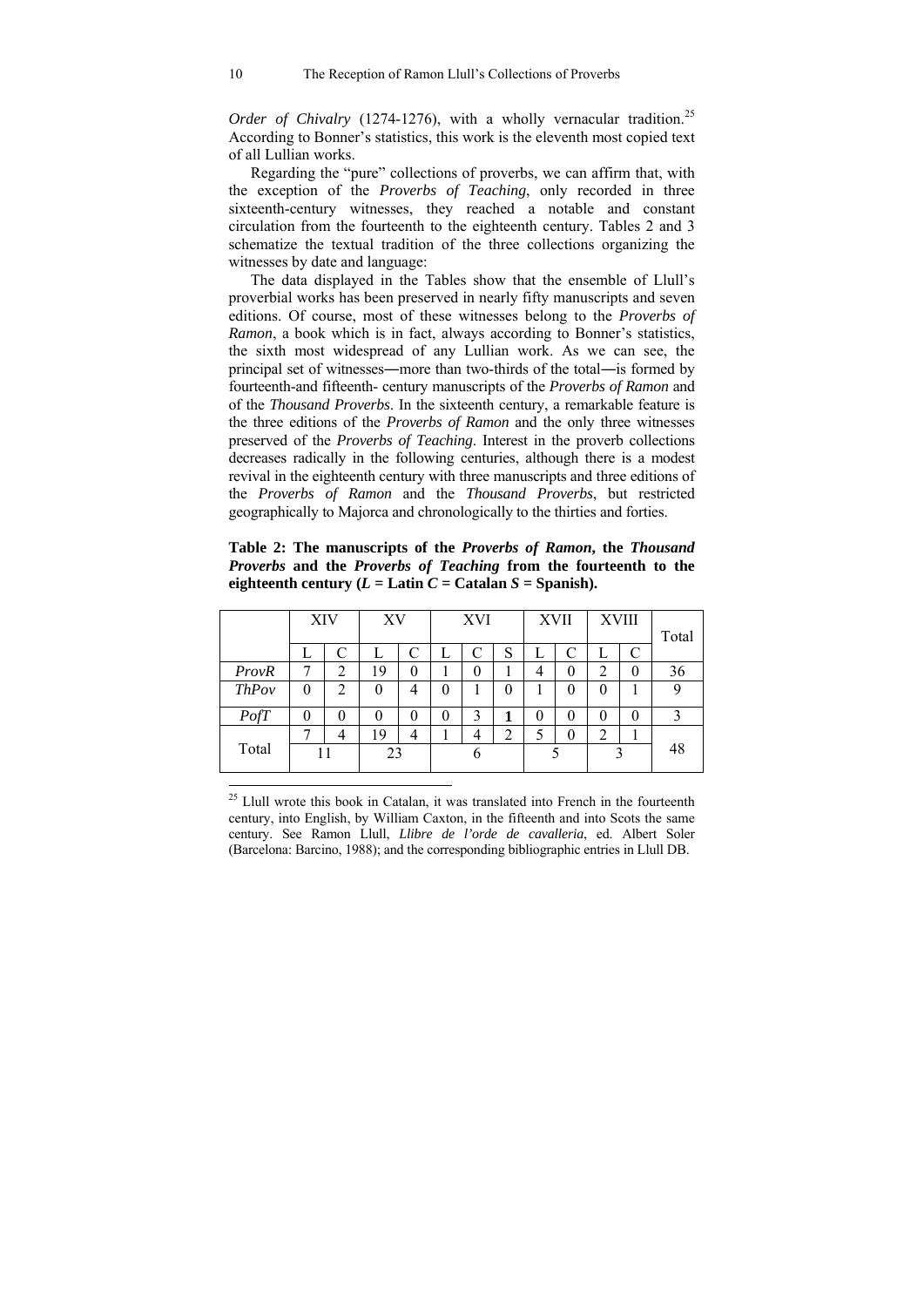*Order of Chivalry* (1274-1276), with a wholly vernacular tradition.[25] According to Bonner's statistics, this work is the eleventh most copied text of all Lullian works.

Regarding the "pure" collections of proverbs, we can affirm that, with the exception of the *Proverbs of Teaching*, only recorded in three sixteenth-century witnesses, they reached a notable and constant circulation from the fourteenth to the eighteenth century. Tables 2 and 3 schematize the textual tradition of the three collections organizing the witnesses by date and language:

The data displayed in the Tables show that the ensemble of Llull's proverbial works has been preserved in nearly fifty manuscripts and seven editions. Of course, most of these witnesses belong to the *Proverbs of Ramon*, a book which is in fact, always according to Bonner's statistics, the sixth most widespread of any Lullian work. As we can see, the principal set of witnesses—more than two-thirds of the total—is formed by fourteenth-and fifteenth- century manuscripts of the *Proverbs of Ramon* and of the *Thousand Proverbs*. In the sixteenth century, a remarkable feature is the three editions of the *Proverbs of Ramon* and the only three witnesses preserved of the *Proverbs of Teaching*. Interest in the proverb collections decreases radically in the following centuries, although there is a modest revival in the eighteenth century with three manuscripts and three editions of the *Proverbs of Ramon* and the *Thousand Proverbs*, but restricted geographically to Majorca and chronologically to the thirties and forties.

**Table 2: The manuscripts of the *Proverbs of Ramon*, the *Thousand Proverbs* and the *Proverbs of Teaching* from the fourteenth to the eighteenth century (*L* = Latin *C* = Catalan *S* = Spanish).**

| | XIV | | XV | | XVI | | | XVII | | XVIII | | Total |
|---|---|---|---|---|---|---|---|---|---|---|---|---|
| | L | C | L | C | L | C | S | L | C | L | C | |
| *ProvR* | 7 | 2 | 19 | 0 | 1 | 0 | 1 | 4 | 0 | 2 | 0 | 36 |
| *ThPov* | 0 | 2 | 0 | 4 | 0 | 1 | 0 | 1 | 0 | 0 | 1 | 9 |
| *PofT* | 0 | 0 | 0 | 0 | 0 | 3 | **1** | 0 | 0 | 0 | 0 | 3 |
| Total | 7 | 4 | 19 | 4 | 1 | 4 | 2 | 5 | 0 | 2 | 1 | 48 |
| | 11 | | 23 | | 6 | | | 5 | | 3 | | |

[25] Llull wrote this book in Catalan, it was translated into French in the fourteenth century, into English, by William Caxton, in the fifteenth and into Scots the same century. See Ramon Llull, *Llibre de l'orde de cavalleria*, ed. Albert Soler (Barcelona: Barcino, 1988); and the corresponding bibliographic entries in Llull DB.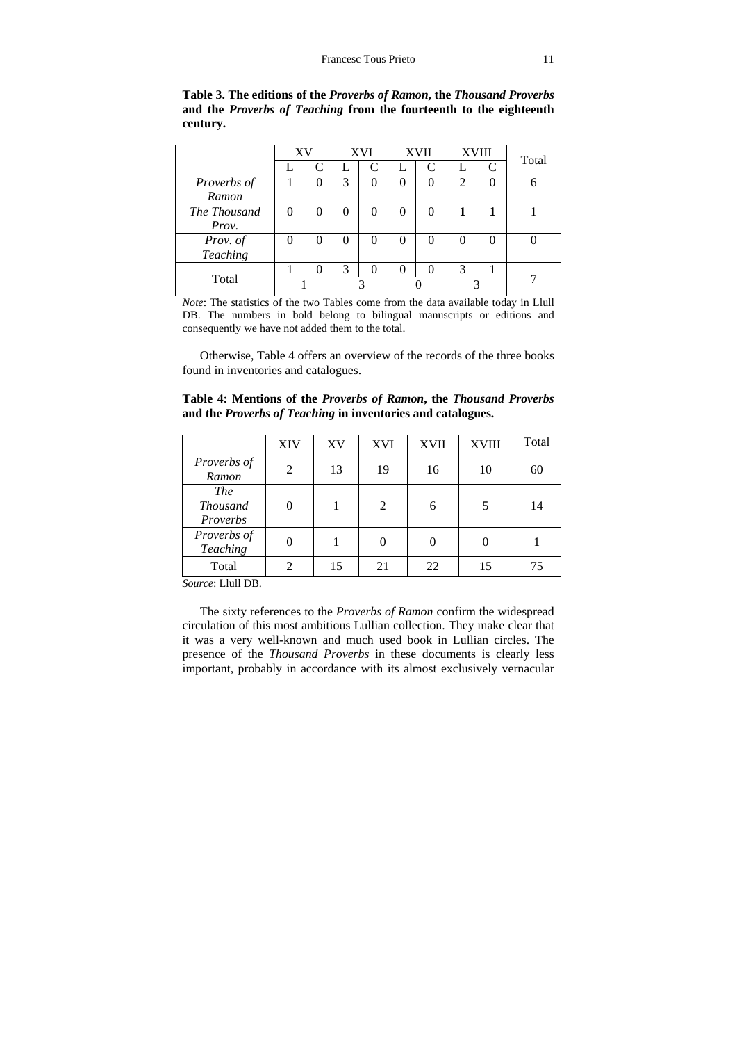**Table 3. The editions of the *Proverbs of Ramon*, the *Thousand Proverbs* and the *Proverbs of Teaching* from the fourteenth to the eighteenth century.**

| | XV | | XVI | | XVII | | XVIII | | Total |
|---|---|---|---|---|---|---|---|---|---|
| | L | C | L | C | L | C | L | C | |
| *Proverbs of Ramon* | 1 | 0 | 3 | 0 | 0 | 0 | 2 | 0 | 6 |
| *The Thousand Prov.* | 0 | 0 | 0 | 0 | 0 | 0 | **1** | **1** | 1 |
| *Prov. of Teaching* | 0 | 0 | 0 | 0 | 0 | 0 | 0 | 0 | 0 |
| Total | 1 | 0 | 3 | 0 | 0 | 0 | 3 | 1 | 7 |
| | 1 | | 3 | | 0 | | 3 | | |

*Note*: The statistics of the two Tables come from the data available today in Llull DB. The numbers in bold belong to bilingual manuscripts or editions and consequently we have not added them to the total.

Otherwise, Table 4 offers an overview of the records of the three books found in inventories and catalogues.

**Table 4: Mentions of the *Proverbs of Ramon*, the *Thousand Proverbs* and the *Proverbs of Teaching* in inventories and catalogues.**

| | XIV | XV | XVI | XVII | XVIII | Total |
|---|---|---|---|---|---|---|
| *Proverbs of Ramon* | 2 | 13 | 19 | 16 | 10 | 60 |
| *The Thousand Proverbs* | 0 | 1 | 2 | 6 | 5 | 14 |
| *Proverbs of Teaching* | 0 | 1 | 0 | 0 | 0 | 1 |
| Total | 2 | 15 | 21 | 22 | 15 | 75 |

*Source*: Llull DB.

The sixty references to the *Proverbs of Ramon* confirm the widespread circulation of this most ambitious Lullian collection. They make clear that it was a very well-known and much used book in Lullian circles. The presence of the *Thousand Proverbs* in these documents is clearly less important, probably in accordance with its almost exclusively vernacular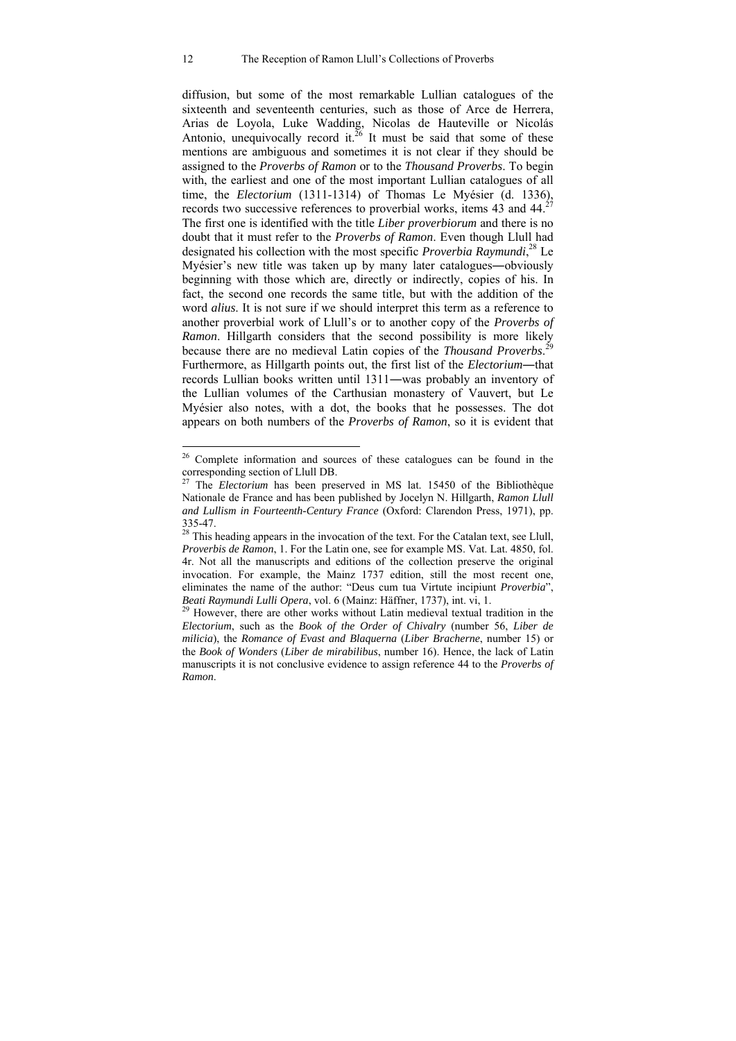diffusion, but some of the most remarkable Lullian catalogues of the sixteenth and seventeenth centuries, such as those of Arce de Herrera, Arias de Loyola, Luke Wadding, Nicolas de Hauteville or Nicolás Antonio, unequivocally record it.[26] It must be said that some of these mentions are ambiguous and sometimes it is not clear if they should be assigned to the *Proverbs of Ramon* or to the *Thousand Proverbs*. To begin with, the earliest and one of the most important Lullian catalogues of all time, the *Electorium* (1311-1314) of Thomas Le Myésier (d. 1336), records two successive references to proverbial works, items 43 and 44.[27] The first one is identified with the title *Liber proverbiorum* and there is no doubt that it must refer to the *Proverbs of Ramon*. Even though Llull had designated his collection with the most specific *Proverbia Raymundi*,[28] Le Myésier's new title was taken up by many later catalogues—obviously beginning with those which are, directly or indirectly, copies of his. In fact, the second one records the same title, but with the addition of the word *alius*. It is not sure if we should interpret this term as a reference to another proverbial work of Llull's or to another copy of the *Proverbs of Ramon*. Hillgarth considers that the second possibility is more likely because there are no medieval Latin copies of the *Thousand Proverbs*.[29] Furthermore, as Hillgarth points out, the first list of the *Electorium*—that records Lullian books written until 1311—was probably an inventory of the Lullian volumes of the Carthusian monastery of Vauvert, but Le Myésier also notes, with a dot, the books that he possesses. The dot appears on both numbers of the *Proverbs of Ramon*, so it is evident that

---

[26] Complete information and sources of these catalogues can be found in the corresponding section of Llull DB.

[27] The *Electorium* has been preserved in MS lat. 15450 of the Bibliothèque Nationale de France and has been published by Jocelyn N. Hillgarth, *Ramon Llull and Lullism in Fourteenth-Century France* (Oxford: Clarendon Press, 1971), pp. 335-47.

[28] This heading appears in the invocation of the text. For the Catalan text, see Llull, *Proverbis de Ramon*, 1. For the Latin one, see for example MS. Vat. Lat. 4850, fol. 4r. Not all the manuscripts and editions of the collection preserve the original invocation. For example, the Mainz 1737 edition, still the most recent one, eliminates the name of the author: "Deus cum tua Virtute incipiunt *Proverbia*", *Beati Raymundi Lulli Opera*, vol. 6 (Mainz: Häffner, 1737), int. vi, 1.

[29] However, there are other works without Latin medieval textual tradition in the *Electorium*, such as the *Book of the Order of Chivalry* (number 56, *Liber de milicia*), the *Romance of Evast and Blaquerna* (*Liber Bracherne*, number 15) or the *Book of Wonders* (*Liber de mirabilibus*, number 16). Hence, the lack of Latin manuscripts it is not conclusive evidence to assign reference 44 to the *Proverbs of Ramon*.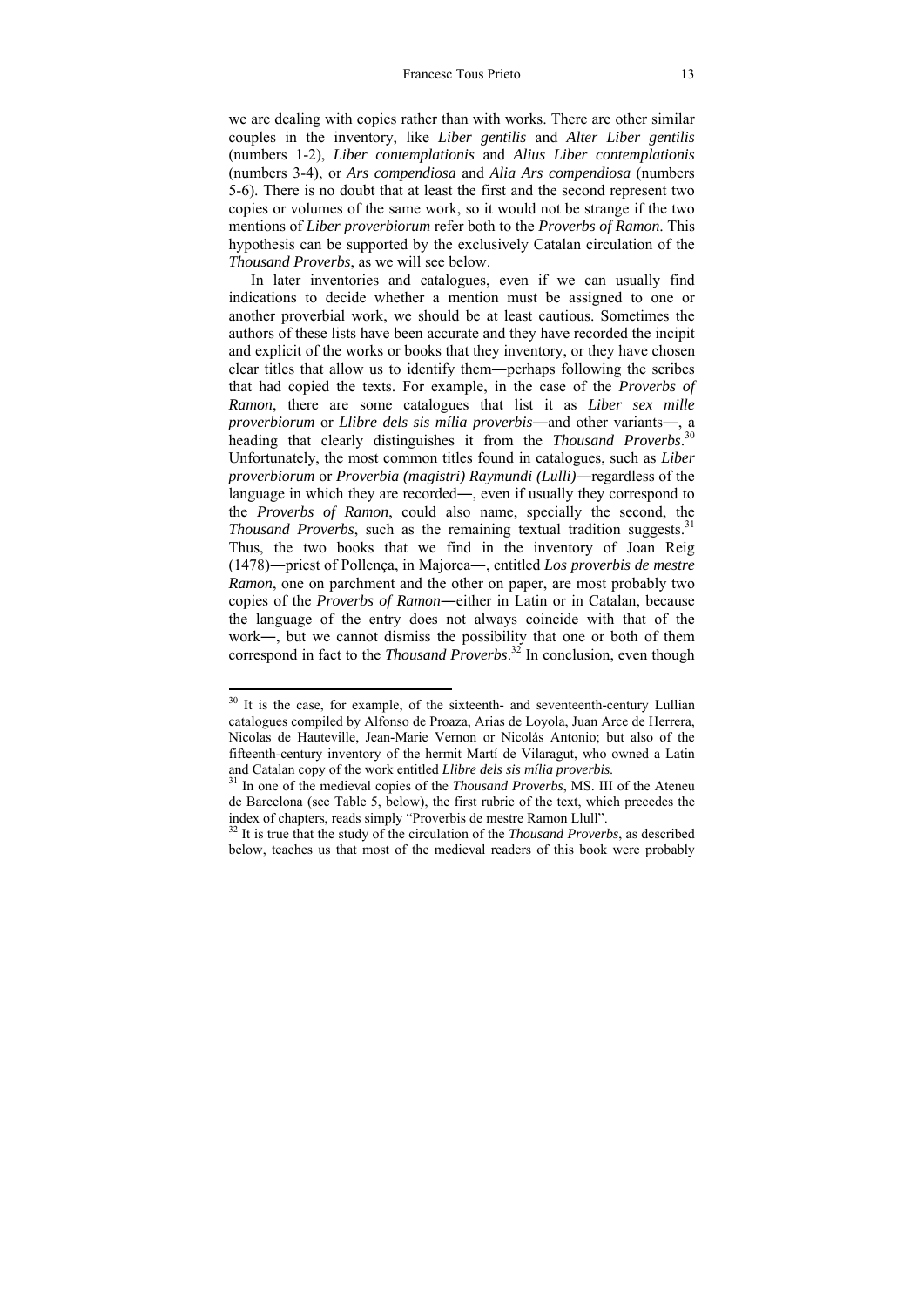we are dealing with copies rather than with works. There are other similar couples in the inventory, like *Liber gentilis* and *Alter Liber gentilis* (numbers 1-2), *Liber contemplationis* and *Alius Liber contemplationis* (numbers 3-4), or *Ars compendiosa* and *Alia Ars compendiosa* (numbers 5-6). There is no doubt that at least the first and the second represent two copies or volumes of the same work, so it would not be strange if the two mentions of *Liber proverbiorum* refer both to the *Proverbs of Ramon*. This hypothesis can be supported by the exclusively Catalan circulation of the *Thousand Proverbs*, as we will see below.

In later inventories and catalogues, even if we can usually find indications to decide whether a mention must be assigned to one or another proverbial work, we should be at least cautious. Sometimes the authors of these lists have been accurate and they have recorded the incipit and explicit of the works or books that they inventory, or they have chosen clear titles that allow us to identify them―perhaps following the scribes that had copied the texts. For example, in the case of the *Proverbs of Ramon*, there are some catalogues that list it as *Liber sex mille proverbiorum* or *Llibre dels sis mília proverbis*―and other variants―, a heading that clearly distinguishes it from the *Thousand Proverbs*.[30] Unfortunately, the most common titles found in catalogues, such as *Liber proverbiorum* or *Proverbia (magistri) Raymundi (Lulli)*―regardless of the language in which they are recorded―, even if usually they correspond to the *Proverbs of Ramon*, could also name, specially the second, the *Thousand Proverbs*, such as the remaining textual tradition suggests.[31] Thus, the two books that we find in the inventory of Joan Reig (1478)―priest of Pollença, in Majorca―, entitled *Los proverbis de mestre Ramon*, one on parchment and the other on paper, are most probably two copies of the *Proverbs of Ramon*―either in Latin or in Catalan, because the language of the entry does not always coincide with that of the work―, but we cannot dismiss the possibility that one or both of them correspond in fact to the *Thousand Proverbs*.[32] In conclusion, even though

---

[30] It is the case, for example, of the sixteenth- and seventeenth-century Lullian catalogues compiled by Alfonso de Proaza, Arias de Loyola, Juan Arce de Herrera, Nicolas de Hauteville, Jean-Marie Vernon or Nicolás Antonio; but also of the fifteenth-century inventory of the hermit Martí de Vilaragut, who owned a Latin and Catalan copy of the work entitled *Llibre dels sis mília proverbis*.

[31] In one of the medieval copies of the *Thousand Proverbs*, MS. III of the Ateneu de Barcelona (see Table 5, below), the first rubric of the text, which precedes the index of chapters, reads simply "Proverbis de mestre Ramon Llull".

[32] It is true that the study of the circulation of the *Thousand Proverbs*, as described below, teaches us that most of the medieval readers of this book were probably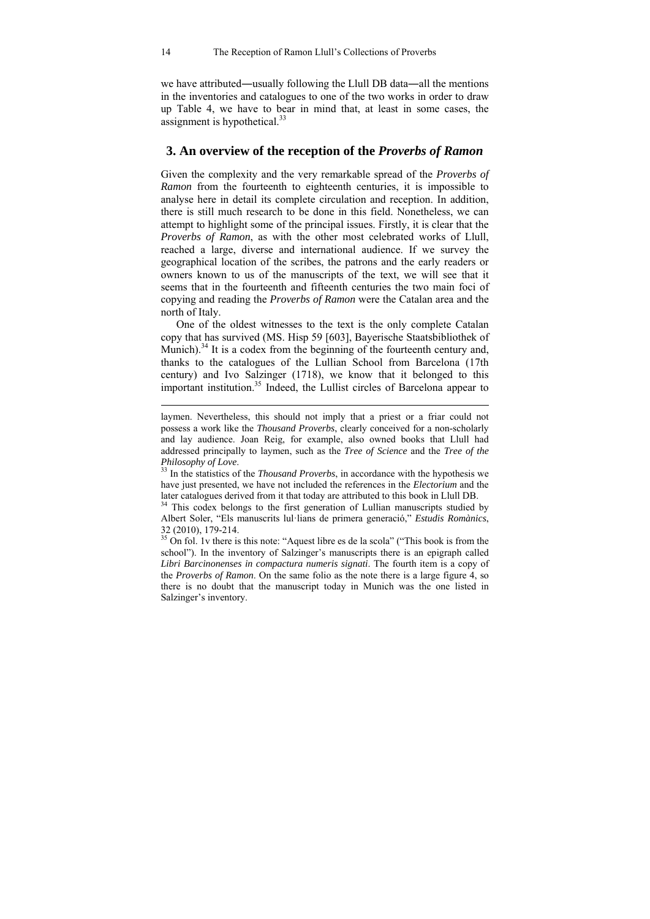we have attributed―usually following the Llull DB data―all the mentions in the inventories and catalogues to one of the two works in order to draw up Table 4, we have to bear in mind that, at least in some cases, the assignment is hypothetical.[33]

## 3. An overview of the reception of the *Proverbs of Ramon*

Given the complexity and the very remarkable spread of the *Proverbs of Ramon* from the fourteenth to eighteenth centuries, it is impossible to analyse here in detail its complete circulation and reception. In addition, there is still much research to be done in this field. Nonetheless, we can attempt to highlight some of the principal issues. Firstly, it is clear that the *Proverbs of Ramon*, as with the other most celebrated works of Llull, reached a large, diverse and international audience. If we survey the geographical location of the scribes, the patrons and the early readers or owners known to us of the manuscripts of the text, we will see that it seems that in the fourteenth and fifteenth centuries the two main foci of copying and reading the *Proverbs of Ramon* were the Catalan area and the north of Italy.

One of the oldest witnesses to the text is the only complete Catalan copy that has survived (MS. Hisp 59 [603], Bayerische Staatsbibliothek of Munich).[34] It is a codex from the beginning of the fourteenth century and, thanks to the catalogues of the Lullian School from Barcelona (17th century) and Ivo Salzinger (1718), we know that it belonged to this important institution.[35] Indeed, the Lullist circles of Barcelona appear to

---

laymen. Nevertheless, this should not imply that a priest or a friar could not possess a work like the *Thousand Proverbs*, clearly conceived for a non-scholarly and lay audience. Joan Reig, for example, also owned books that Llull had addressed principally to laymen, such as the *Tree of Science* and the *Tree of the Philosophy of Love*.

[33] In the statistics of the *Thousand Proverbs*, in accordance with the hypothesis we have just presented, we have not included the references in the *Electorium* and the later catalogues derived from it that today are attributed to this book in Llull DB.

[34] This codex belongs to the first generation of Lullian manuscripts studied by Albert Soler, "Els manuscrits lul·lians de primera generació," *Estudis Romànics*, 32 (2010), 179-214.

[35] On fol. 1v there is this note: "Aquest libre es de la scola" ("This book is from the school"). In the inventory of Salzinger's manuscripts there is an epigraph called *Libri Barcinonenses in compactura numeris signati*. The fourth item is a copy of the *Proverbs of Ramon*. On the same folio as the note there is a large figure 4, so there is no doubt that the manuscript today in Munich was the one listed in Salzinger's inventory.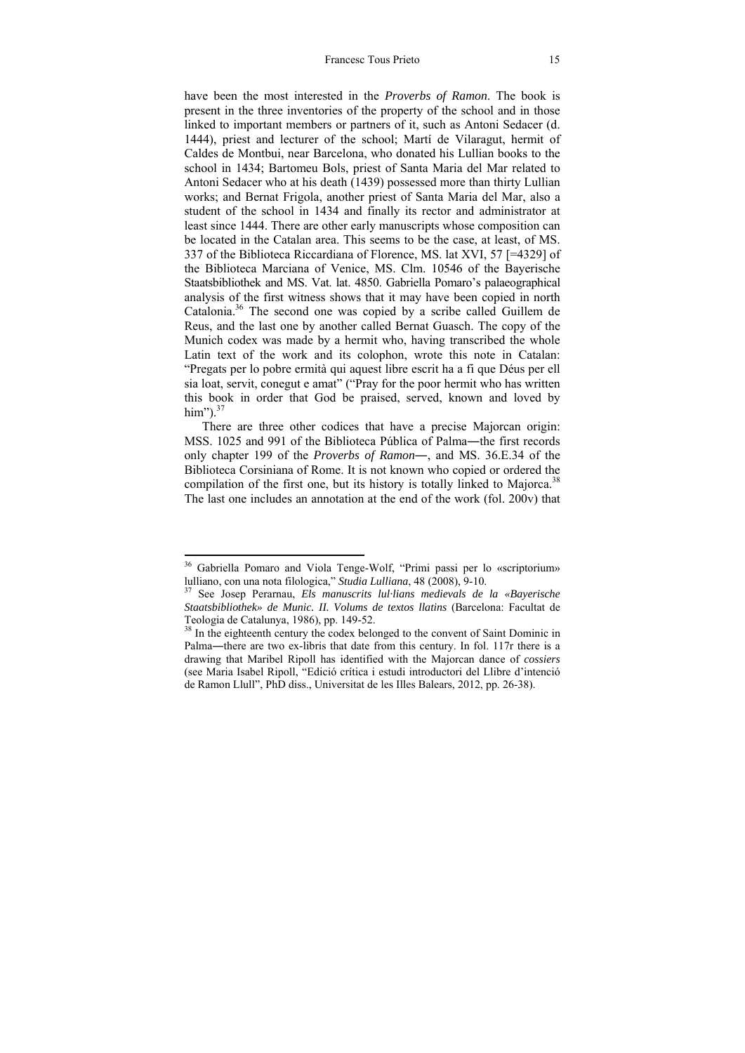have been the most interested in the *Proverbs of Ramon*. The book is present in the three inventories of the property of the school and in those linked to important members or partners of it, such as Antoni Sedacer (d. 1444), priest and lecturer of the school; Martí de Vilaragut, hermit of Caldes de Montbui, near Barcelona, who donated his Lullian books to the school in 1434; Bartomeu Bols, priest of Santa Maria del Mar related to Antoni Sedacer who at his death (1439) possessed more than thirty Lullian works; and Bernat Frigola, another priest of Santa Maria del Mar, also a student of the school in 1434 and finally its rector and administrator at least since 1444. There are other early manuscripts whose composition can be located in the Catalan area. This seems to be the case, at least, of MS. 337 of the Biblioteca Riccardiana of Florence, MS. lat XVI, 57 [=4329] of the Biblioteca Marciana of Venice, MS. Clm. 10546 of the Bayerische Staatsbibliothek and MS. Vat. lat. 4850. Gabriella Pomaro's palaeographical analysis of the first witness shows that it may have been copied in north Catalonia.[36] The second one was copied by a scribe called Guillem de Reus, and the last one by another called Bernat Guasch. The copy of the Munich codex was made by a hermit who, having transcribed the whole Latin text of the work and its colophon, wrote this note in Catalan: "Pregats per lo pobre ermità qui aquest libre escrit ha a fi que Déus per ell sia loat, servit, conegut e amat" ("Pray for the poor hermit who has written this book in order that God be praised, served, known and loved by him").[37]

There are three other codices that have a precise Majorcan origin: MSS. 1025 and 991 of the Biblioteca Pública of Palma―the first records only chapter 199 of the *Proverbs of Ramon*―, and MS. 36.E.34 of the Biblioteca Corsiniana of Rome. It is not known who copied or ordered the compilation of the first one, but its history is totally linked to Majorca.[38] The last one includes an annotation at the end of the work (fol. 200v) that

---

[36] Gabriella Pomaro and Viola Tenge-Wolf, "Primi passi per lo «scriptorium» lulliano, con una nota filologica," *Studia Lulliana*, 48 (2008), 9-10.

[37] See Josep Perarnau, *Els manuscrits lul·lians medievals de la «Bayerische Staatsbibliothek» de Munic. II. Volums de textos llatins* (Barcelona: Facultat de Teologia de Catalunya, 1986), pp. 149-52.

[38] In the eighteenth century the codex belonged to the convent of Saint Dominic in Palma―there are two ex-libris that date from this century. In fol. 117r there is a drawing that Maribel Ripoll has identified with the Majorcan dance of *cossiers* (see Maria Isabel Ripoll, "Edició crítica i estudi introductori del Llibre d'intenció de Ramon Llull", PhD diss., Universitat de les Illes Balears, 2012, pp. 26-38).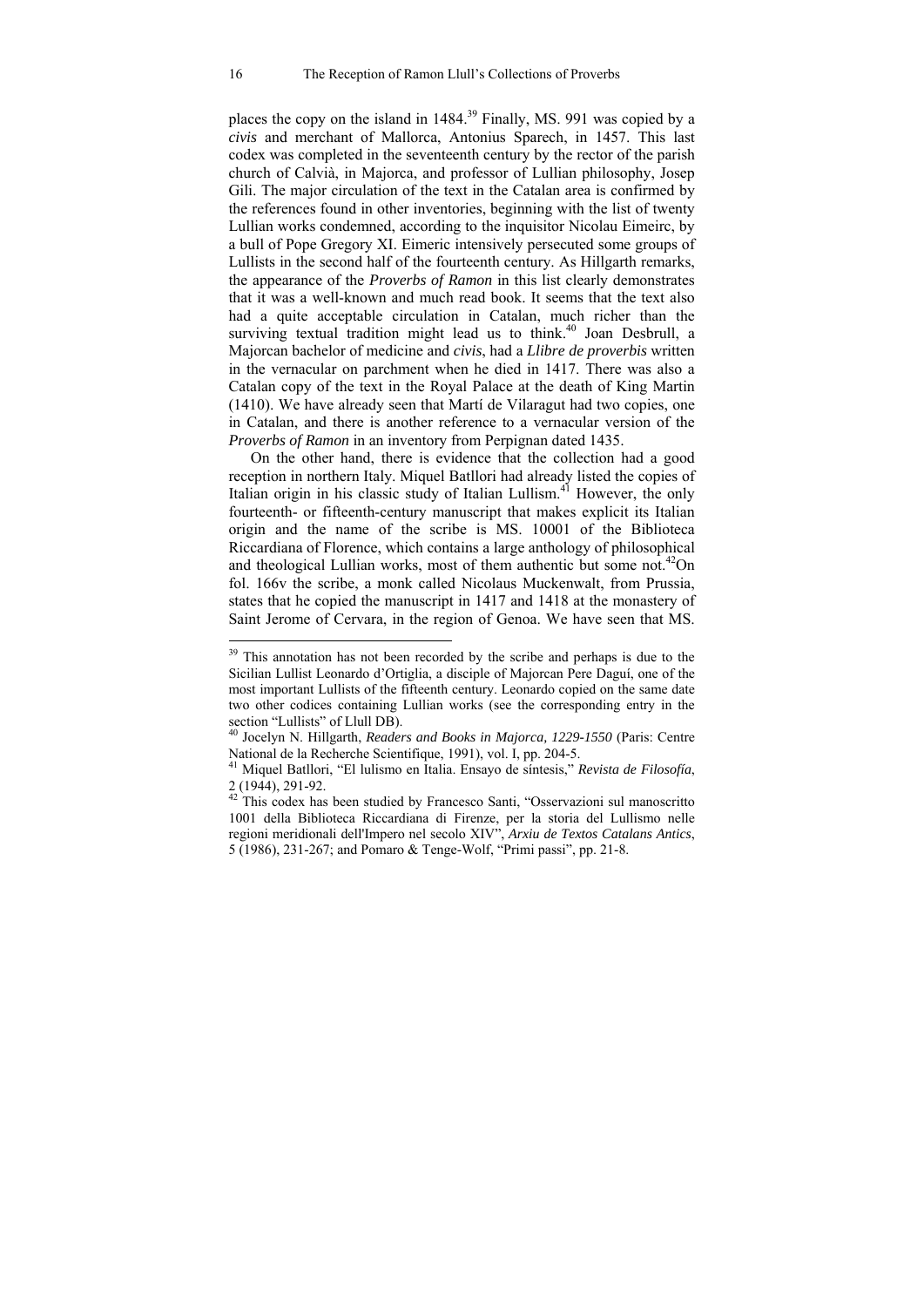places the copy on the island in 1484.[39] Finally, MS. 991 was copied by a *civis* and merchant of Mallorca, Antonius Sparech, in 1457. This last codex was completed in the seventeenth century by the rector of the parish church of Calvià, in Majorca, and professor of Lullian philosophy, Josep Gili. The major circulation of the text in the Catalan area is confirmed by the references found in other inventories, beginning with the list of twenty Lullian works condemned, according to the inquisitor Nicolau Eimeirc, by a bull of Pope Gregory XI. Eimeric intensively persecuted some groups of Lullists in the second half of the fourteenth century. As Hillgarth remarks, the appearance of the *Proverbs of Ramon* in this list clearly demonstrates that it was a well-known and much read book. It seems that the text also had a quite acceptable circulation in Catalan, much richer than the surviving textual tradition might lead us to think.[40] Joan Desbrull, a Majorcan bachelor of medicine and *civis*, had a *Llibre de proverbis* written in the vernacular on parchment when he died in 1417. There was also a Catalan copy of the text in the Royal Palace at the death of King Martin (1410). We have already seen that Martí de Vilaragut had two copies, one in Catalan, and there is another reference to a vernacular version of the *Proverbs of Ramon* in an inventory from Perpignan dated 1435.

On the other hand, there is evidence that the collection had a good reception in northern Italy. Miquel Batllori had already listed the copies of Italian origin in his classic study of Italian Lullism.[41] However, the only fourteenth- or fifteenth-century manuscript that makes explicit its Italian origin and the name of the scribe is MS. 10001 of the Biblioteca Riccardiana of Florence, which contains a large anthology of philosophical and theological Lullian works, most of them authentic but some not.[42]On fol. 166v the scribe, a monk called Nicolaus Muckenwalt, from Prussia, states that he copied the manuscript in 1417 and 1418 at the monastery of Saint Jerome of Cervara, in the region of Genoa. We have seen that MS.

---

[39] This annotation has not been recorded by the scribe and perhaps is due to the Sicilian Lullist Leonardo d'Ortiglia, a disciple of Majorcan Pere Daguí, one of the most important Lullists of the fifteenth century. Leonardo copied on the same date two other codices containing Lullian works (see the corresponding entry in the section "Lullists" of Llull DB).

[40] Jocelyn N. Hillgarth, *Readers and Books in Majorca, 1229-1550* (Paris: Centre National de la Recherche Scientifique, 1991), vol. I, pp. 204-5.

[41] Miquel Batllori, "El lulismo en Italia. Ensayo de síntesis," *Revista de Filosofía*, 2 (1944), 291-92.

[42] This codex has been studied by Francesco Santi, "Osservazioni sul manoscritto 1001 della Biblioteca Riccardiana di Firenze, per la storia del Lullismo nelle regioni meridionali dell'Impero nel secolo XIV", *Arxiu de Textos Catalans Antics*, 5 (1986), 231-267; and Pomaro & Tenge-Wolf, "Primi passi", pp. 21-8.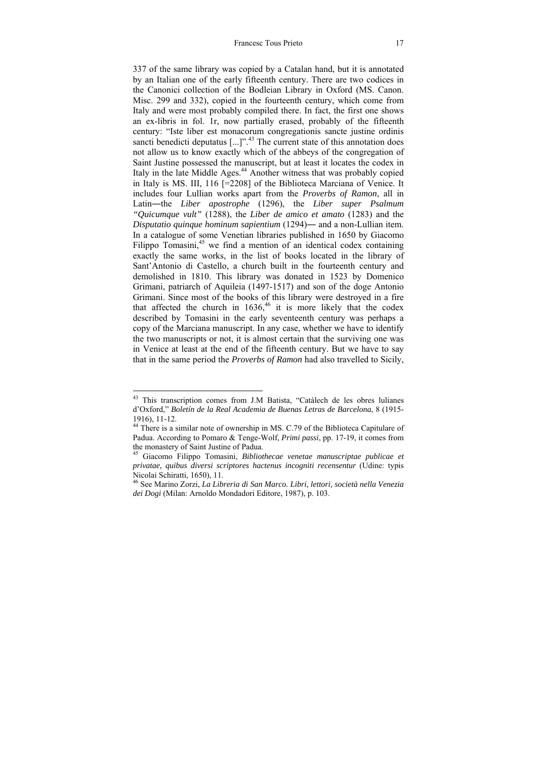337 of the same library was copied by a Catalan hand, but it is annotated by an Italian one of the early fifteenth century. There are two codices in the Canonici collection of the Bodleian Library in Oxford (MS. Canon. Misc. 299 and 332), copied in the fourteenth century, which come from Italy and were most probably compiled there. In fact, the first one shows an ex-libris in fol. 1r, now partially erased, probably of the fifteenth century: "Iste liber est monacorum congregationis sancte justine ordinis sancti benedicti deputatus [...]".[43] The current state of this annotation does not allow us to know exactly which of the abbeys of the congregation of Saint Justine possessed the manuscript, but at least it locates the codex in Italy in the late Middle Ages.[44] Another witness that was probably copied in Italy is MS. III, 116 [=2208] of the Biblioteca Marciana of Venice. It includes four Lullian works apart from the *Proverbs of Ramon*, all in Latin―the *Liber apostrophe* (1296), the *Liber super Psalmum "Quicumque vult"* (1288), the *Liber de amico et amato* (1283) and the *Disputatio quinque hominum sapientium* (1294)― and a non-Lullian item. In a catalogue of some Venetian libraries published in 1650 by Giacomo Filippo Tomasini,[45] we find a mention of an identical codex containing exactly the same works, in the list of books located in the library of Sant'Antonio di Castello, a church built in the fourteenth century and demolished in 1810. This library was donated in 1523 by Domenico Grimani, patriarch of Aquileia (1497-1517) and son of the doge Antonio Grimani. Since most of the books of this library were destroyed in a fire that affected the church in 1636,[46] it is more likely that the codex described by Tomasini in the early seventeenth century was perhaps a copy of the Marciana manuscript. In any case, whether we have to identify the two manuscripts or not, it is almost certain that the surviving one was in Venice at least at the end of the fifteenth century. But we have to say that in the same period the *Proverbs of Ramon* had also travelled to Sicily,

---

[43] This transcription comes from J.M Batista, "Catàlech de les obres lulianes d'Oxford," *Boletín de la Real Academia de Buenas Letras de Barcelona*, 8 (1915-1916), 11-12.

[44] There is a similar note of ownership in MS. C.79 of the Biblioteca Capitulare of Padua. According to Pomaro & Tenge-Wolf, *Primi passi*, pp. 17-19, it comes from the monastery of Saint Justine of Padua.

[45] Giacomo Filippo Tomasini, *Bibliothecae venetae manuscriptae publicae et privatae, quibus diversi scriptores hactenus incogniti recensentur* (Udine: typis Nicolai Schiratti, 1650), 11.

[46] See Marino Zorzi, *La Libreria di San Marco. Libri, lettori, società nella Venezia dei Dogi* (Milan: Arnoldo Mondadori Editore, 1987), p. 103.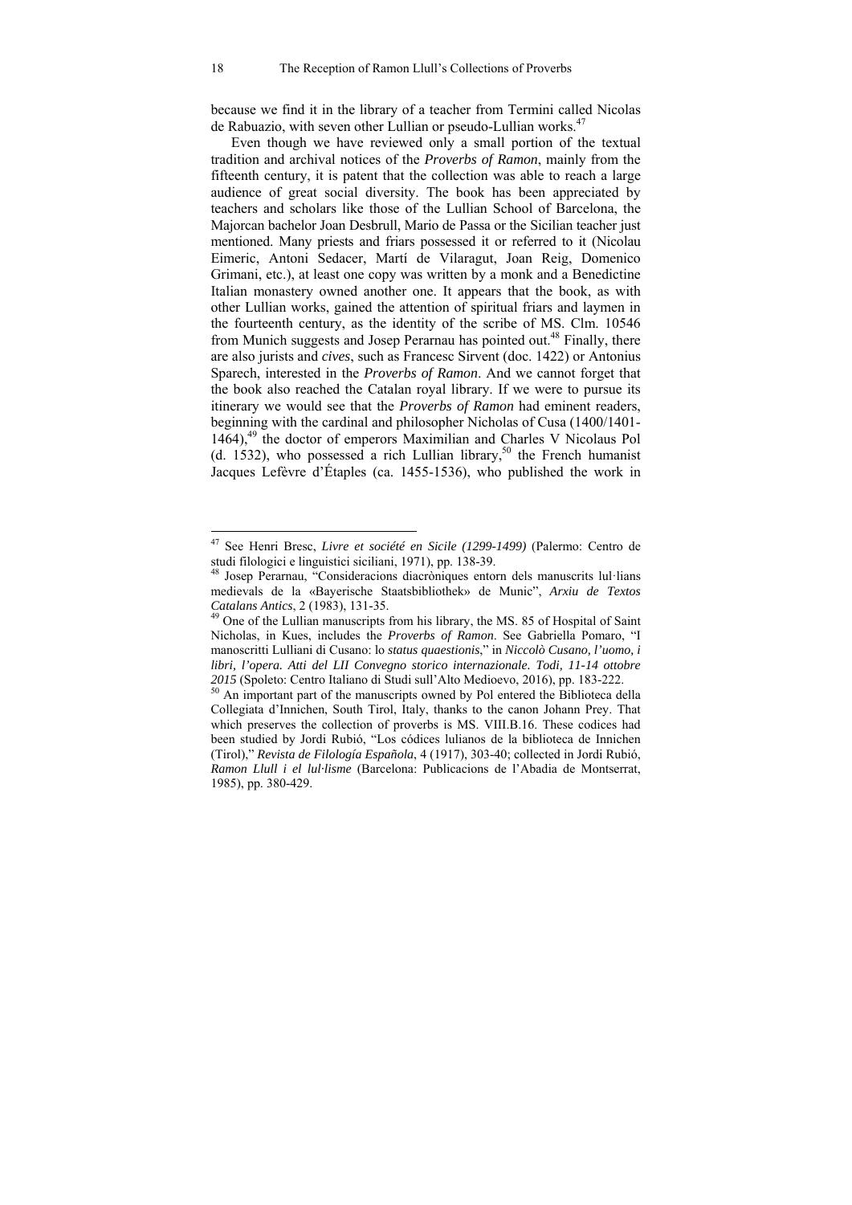because we find it in the library of a teacher from Termini called Nicolas de Rabuazio, with seven other Lullian or pseudo-Lullian works.[47]

Even though we have reviewed only a small portion of the textual tradition and archival notices of the *Proverbs of Ramon*, mainly from the fifteenth century, it is patent that the collection was able to reach a large audience of great social diversity. The book has been appreciated by teachers and scholars like those of the Lullian School of Barcelona, the Majorcan bachelor Joan Desbrull, Mario de Passa or the Sicilian teacher just mentioned. Many priests and friars possessed it or referred to it (Nicolau Eimeric, Antoni Sedacer, Martí de Vilaragut, Joan Reig, Domenico Grimani, etc.), at least one copy was written by a monk and a Benedictine Italian monastery owned another one. It appears that the book, as with other Lullian works, gained the attention of spiritual friars and laymen in the fourteenth century, as the identity of the scribe of MS. Clm. 10546 from Munich suggests and Josep Perarnau has pointed out.[48] Finally, there are also jurists and *cives*, such as Francesc Sirvent (doc. 1422) or Antonius Sparech, interested in the *Proverbs of Ramon*. And we cannot forget that the book also reached the Catalan royal library. If we were to pursue its itinerary we would see that the *Proverbs of Ramon* had eminent readers, beginning with the cardinal and philosopher Nicholas of Cusa (1400/1401-1464),[49] the doctor of emperors Maximilian and Charles V Nicolaus Pol (d. 1532), who possessed a rich Lullian library,[50] the French humanist Jacques Lefèvre d'Étaples (ca. 1455-1536), who published the work in

---

[47] See Henri Bresc, *Livre et société en Sicile (1299-1499)* (Palermo: Centro de studi filologici e linguistici siciliani, 1971), pp. 138-39.

[48] Josep Perarnau, "Consideracions diacròniques entorn dels manuscrits lul·lians medievals de la «Bayerische Staatsbibliothek» de Munic", *Arxiu de Textos Catalans Antics*, 2 (1983), 131-35.

[49] One of the Lullian manuscripts from his library, the MS. 85 of Hospital of Saint Nicholas, in Kues, includes the *Proverbs of Ramon*. See Gabriella Pomaro, "I manoscritti Lulliani di Cusano: lo *status quaestionis*," in *Niccolò Cusano, l'uomo, i libri, l'opera. Atti del LII Convegno storico internazionale. Todi, 11-14 ottobre 2015* (Spoleto: Centro Italiano di Studi sull'Alto Medioevo, 2016), pp. 183-222.

[50] An important part of the manuscripts owned by Pol entered the Biblioteca della Collegiata d'Innichen, South Tirol, Italy, thanks to the canon Johann Prey. That which preserves the collection of proverbs is MS. VIII.B.16. These codices had been studied by Jordi Rubió, "Los códices lulianos de la biblioteca de Innichen (Tirol)," *Revista de Filología Española*, 4 (1917), 303-40; collected in Jordi Rubió, *Ramon Llull i el lul·lisme* (Barcelona: Publicacions de l'Abadia de Montserrat, 1985), pp. 380-429.